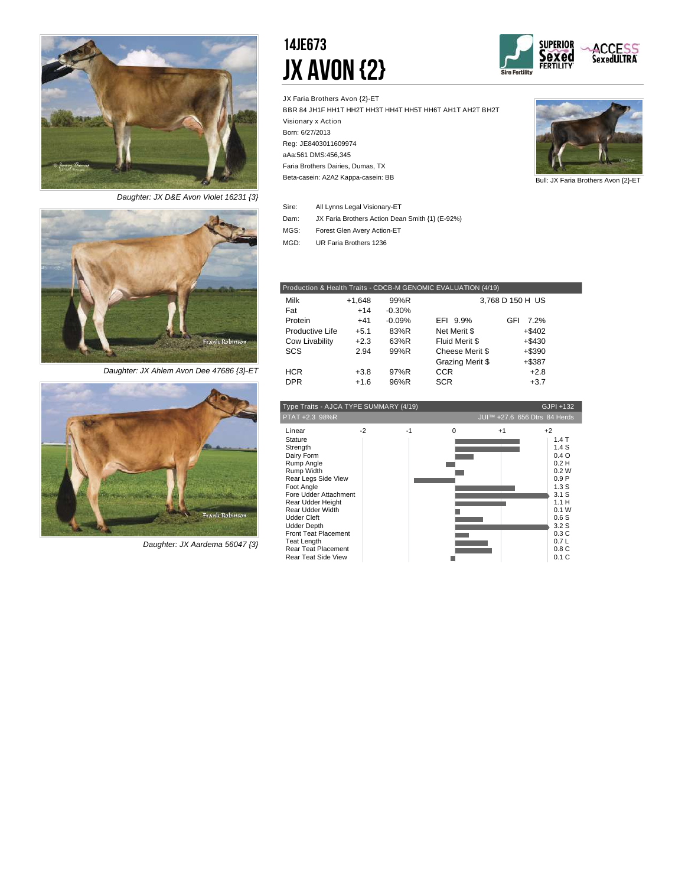# 14JE673

# JX AVON {2}

Sire Fertility | SUPERIOR Sexed FERTILITY | ACCESS SexedULTRA

JX Faria Brothers Avon {2}-ET
BBR 84 JH1F HH1T HH2T HH3T HH4T HH5T HH6T AH1T AH2T BH2T
Visionary x Action
Born: 6/27/2013
Reg: JE8403011609974
aAa:561 DMS:456,345
Faria Brothers Dairies, Dumas, TX
Beta-casein: A2A2 Kappa-casein: BB

Bull: JX Faria Brothers Avon {2}-ET

| | |
|---|---|
| Sire: | All Lynns Legal Visionary-ET |
| Dam: | JX Faria Brothers Action Dean Smith {1} (E-92%) |
| MGS: | Forest Glen Avery Action-ET |
| MGD: | UR Faria Brothers 1236 |

*Daughter: JX D&E Avon Violet 16231 {3}*

*Daughter: JX Ahlem Avon Dee 47686 {3}-ET*

*Daughter: JX Aardema 56047 {3}*

## Production & Health Traits - CDCB-M GENOMIC EVALUATION (4/19)

| | | | | |
|---|---|---|---|---|
| Milk | +1,648 | 99%R | 3,768 D 150 H US | |
| Fat | +14 | -0.30% | | |
| Protein | +41 | -0.09% | EFI 9.9% | GFI 7.2% |
| Productive Life | +5.1 | 83%R | Net Merit $ | +$402 |
| Cow Livability | +2.3 | 63%R | Fluid Merit $ | +$430 |
| SCS | 2.94 | 99%R | Cheese Merit $ | +$390 |
| | | | Grazing Merit $ | +$387 |
| HCR | +3.8 | 97%R | CCR | +2.8 |
| DPR | +1.6 | 96%R | SCR | +3.7 |

## Type Traits - AJCA TYPE SUMMARY (4/19)

GJPI +132
PTAT +2.3 98%R
JUI™ +27.6 656 Dtrs 84 Herds

| Linear | Value |
|---|---|
| Stature | 1.4 T |
| Strength | 1.4 S |
| Dairy Form | 0.4 O |
| Rump Angle | 0.2 H |
| Rump Width | 0.2 W |
| Rear Legs Side View | 0.9 P |
| Foot Angle | 1.3 S |
| Fore Udder Attachment | 3.1 S |
| Rear Udder Height | 1.1 H |
| Rear Udder Width | 0.1 W |
| Udder Cleft | 0.6 S |
| Udder Depth | 3.2 S |
| Front Teat Placement | 0.3 C |
| Teat Length | 0.7 L |
| Rear Teat Placement | 0.8 C |
| Rear Teat Side View | 0.1 C |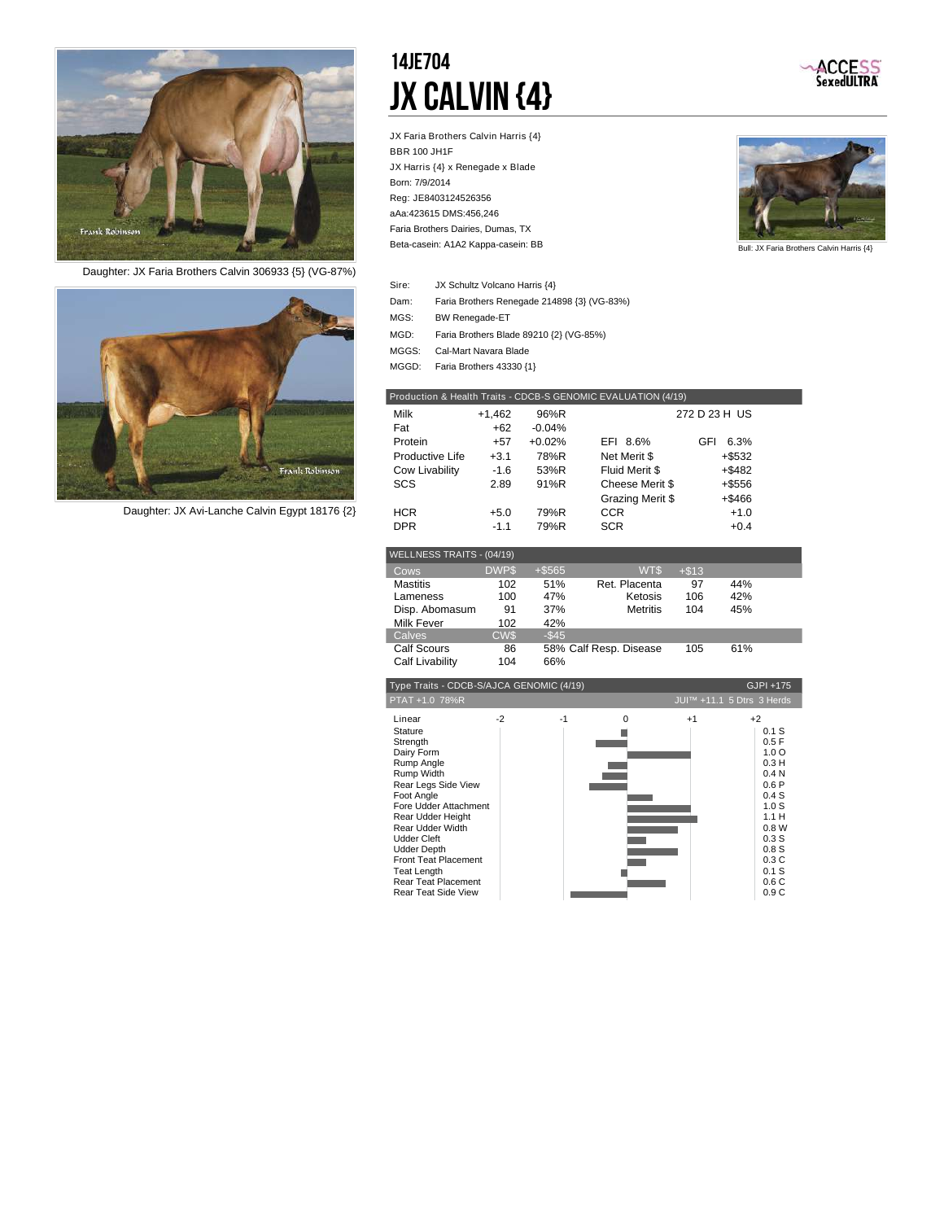# 14JE704

# JX CALVIN {4}

ACCESS SexedULTRA

JX Faria Brothers Calvin Harris {4}
BBR 100 JH1F
JX Harris {4} x Renegade x Blade
Born: 7/9/2014
Reg: JE8403124526356
aAa:423615 DMS:456,246
Faria Brothers Dairies, Dumas, TX
Beta-casein: A1A2 Kappa-casein: BB

Bull: JX Faria Brothers Calvin Harris {4}

Daughter: JX Faria Brothers Calvin 306933 {5} (VG-87%)

Daughter: JX Avi-Lanche Calvin Egypt 18176 {2}

| | |
|---|---|
| Sire: | JX Schultz Volcano Harris {4} |
| Dam: | Faria Brothers Renegade 214898 {3} (VG-83%) |
| MGS: | BW Renegade-ET |
| MGD: | Faria Brothers Blade 89210 {2} (VG-85%) |
| MGGS: | Cal-Mart Navara Blade |
| MGGD: | Faria Brothers 43330 {1} |

| Production & Health Traits - CDCB-S GENOMIC EVALUATION (4/19) | | | | |
|---|---|---|---|---|
| Milk | +1,462 | 96%R | | 272 D 23 H US |
| Fat | +62 | -0.04% | | |
| Protein | +57 | +0.02% | EFI 8.6% | GFI 6.3% |
| Productive Life | +3.1 | 78%R | Net Merit $ | +$532 |
| Cow Livability | -1.6 | 53%R | Fluid Merit $ | +$482 |
| SCS | 2.89 | 91%R | Cheese Merit $ | +$556 |
| | | | Grazing Merit $ | +$466 |
| HCR | +5.0 | 79%R | CCR | +1.0 |
| DPR | -1.1 | 79%R | SCR | +0.4 |

| WELLNESS TRAITS - (04/19) | | | | | |
|---|---|---|---|---|---|
| Cows | DWP$ | +$565 | WT$ | +$13 | |
| Mastitis | 102 | 51% | Ret. Placenta | 97 | 44% |
| Lameness | 100 | 47% | Ketosis | 106 | 42% |
| Disp. Abomasum | 91 | 37% | Metritis | 104 | 45% |
| Milk Fever | 102 | 42% | | | |
| Calves | CW$ | -$45 | | | |
| Calf Scours | 86 | 58% | Calf Resp. Disease | 105 | 61% |
| Calf Livability | 104 | 66% | | | |

Type Traits - CDCB-S/AJCA GENOMIC (4/19) — GJPI +175
PTAT +1.0 78%R — JUI™ +11.1 5 Dtrs 3 Herds

| Linear | Value |
|---|---|
| Stature | 0.1 S |
| Strength | 0.5 F |
| Dairy Form | 1.0 O |
| Rump Angle | 0.3 H |
| Rump Width | 0.4 N |
| Rear Legs Side View | 0.6 P |
| Foot Angle | 0.4 S |
| Fore Udder Attachment | 1.0 S |
| Rear Udder Height | 1.1 H |
| Rear Udder Width | 0.8 W |
| Udder Cleft | 0.3 S |
| Udder Depth | 0.8 S |
| Front Teat Placement | 0.3 C |
| Teat Length | 0.1 S |
| Rear Teat Placement | 0.6 C |
| Rear Teat Side View | 0.9 C |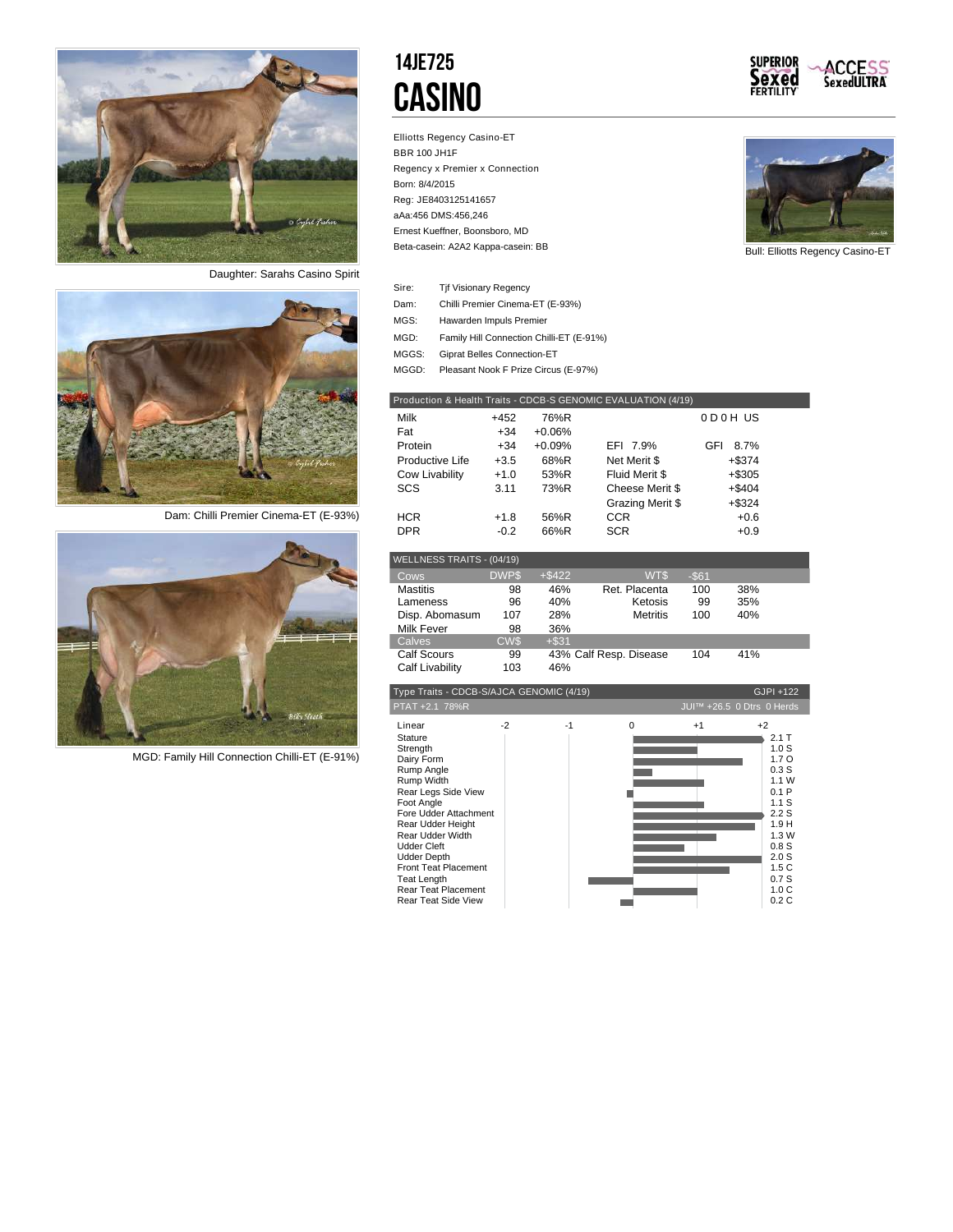# 14JE725
# CASINO

SUPERIOR Sexed FERTILITY | ACCESS SexedULTRA

Elliotts Regency Casino-ET
BBR 100 JH1F
Regency x Premier x Connection
Born: 8/4/2015
Reg: JE8403125141657
aAa:456 DMS:456,246
Ernest Kueffner, Boonsboro, MD
Beta-casein: A2A2 Kappa-casein: BB

Bull: Elliotts Regency Casino-ET

Daughter: Sarahs Casino Spirit

Dam: Chilli Premier Cinema-ET (E-93%)

MGD: Family Hill Connection Chilli-ET (E-91%)

| | |
|---|---|
| Sire: | Tjf Visionary Regency |
| Dam: | Chilli Premier Cinema-ET (E-93%) |
| MGS: | Hawarden Impuls Premier |
| MGD: | Family Hill Connection Chilli-ET (E-91%) |
| MGGS: | Giprat Belles Connection-ET |
| MGGD: | Pleasant Nook F Prize Circus (E-97%) |

| Production & Health Traits - CDCB-S GENOMIC EVALUATION (4/19) | | | | |
|---|---|---|---|---|
| Milk | +452 | 76%R | | 0 D 0 H US |
| Fat | +34 | +0.06% | | |
| Protein | +34 | +0.09% | EFI 7.9% | GFI 8.7% |
| Productive Life | +3.5 | 68%R | Net Merit $ | +$374 |
| Cow Livability | +1.0 | 53%R | Fluid Merit $ | +$305 |
| SCS | 3.11 | 73%R | Cheese Merit $ | +$404 |
| | | | Grazing Merit $ | +$324 |
| HCR | +1.8 | 56%R | CCR | +0.6 |
| DPR | -0.2 | 66%R | SCR | +0.9 |

| WELLNESS TRAITS - (04/19) | | | | | |
|---|---|---|---|---|---|
| Cows | DWP$ | +$422 | WT$ | -$61 | |
| Mastitis | 98 | 46% | Ret. Placenta | 100 | 38% |
| Lameness | 96 | 40% | Ketosis | 99 | 35% |
| Disp. Abomasum | 107 | 28% | Metritis | 100 | 40% |
| Milk Fever | 98 | 36% | | | |
| Calves | CW$ | +$31 | | | |
| Calf Scours | 99 | 43% | Calf Resp. Disease | 104 | 41% |
| Calf Livability | 103 | 46% | | | |

Type Traits - CDCB-S/AJCA GENOMIC (4/19) GJPI +122
PTAT +2.1 78%R JUI™ +26.5 0 Dtrs 0 Herds

| Linear | Value |
|---|---|
| Stature | 2.1 T |
| Strength | 1.0 S |
| Dairy Form | 1.7 O |
| Rump Angle | 0.3 S |
| Rump Width | 1.1 W |
| Rear Legs Side View | 0.1 P |
| Foot Angle | 1.1 S |
| Fore Udder Attachment | 2.2 S |
| Rear Udder Height | 1.9 H |
| Rear Udder Width | 1.3 W |
| Udder Cleft | 0.8 S |
| Udder Depth | 2.0 S |
| Front Teat Placement | 1.5 C |
| Teat Length | 0.7 S |
| Rear Teat Placement | 1.0 C |
| Rear Teat Side View | 0.2 C |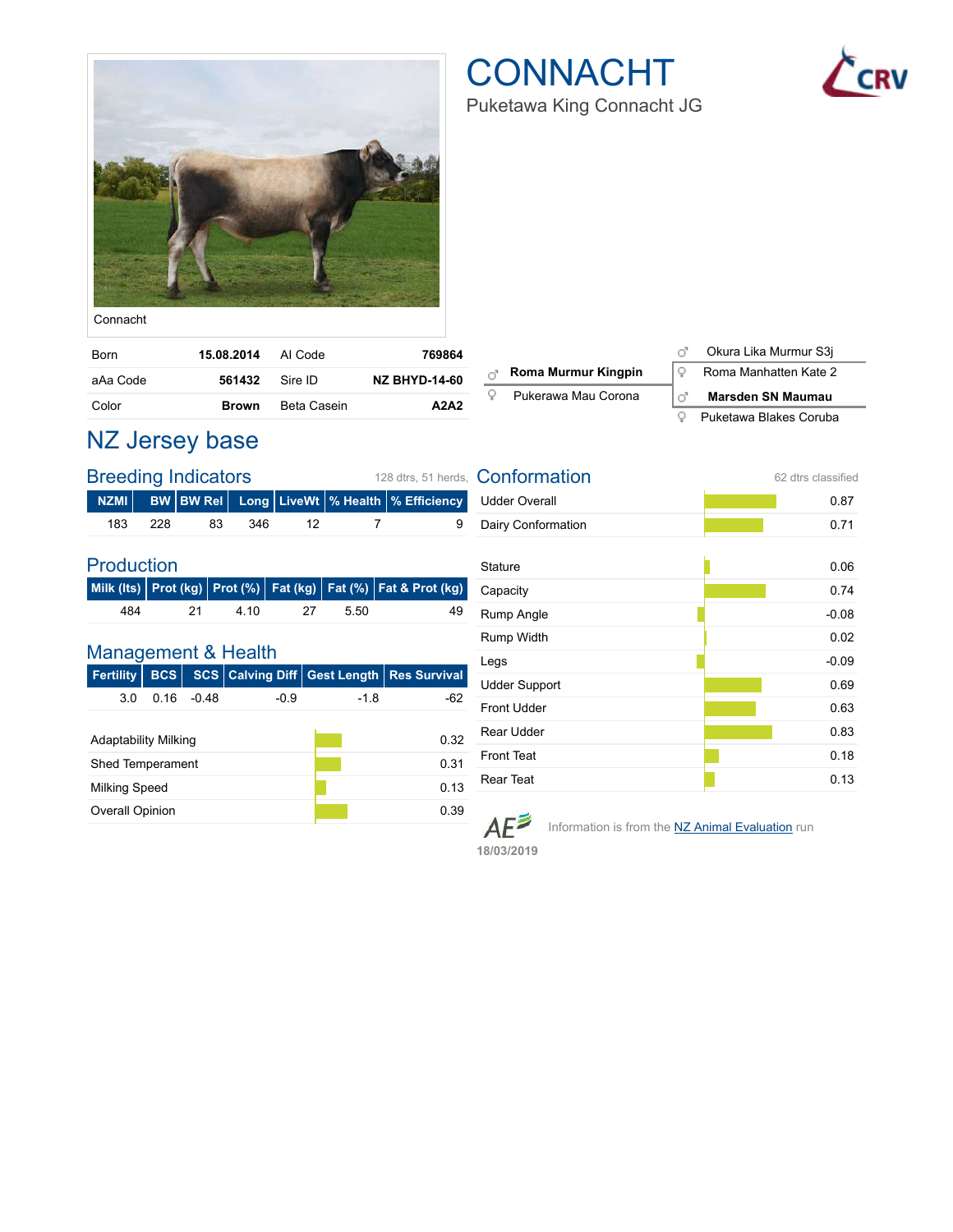# CONNACHT

Puketawa King Connacht JG

Connacht

| Born | 15.08.2014 | AI Code | 769864 |
|---|---|---|---|
| aAa Code | 561432 | Sire ID | NZ BHYD-14-60 |
| Color | Brown | Beta Casein | A2A2 |

| | | |
|---|---|---|
| ♂ **Roma Murmur Kingpin** | ♂ Okura Lika Murmur S3j | |
| | ♀ Roma Manhatten Kate 2 | |
| ♀ Pukerawa Mau Corona | ♂ **Marsden SN Maumau** | |
| | ♀ Puketawa Blakes Coruba | |

## NZ Jersey base

### Breeding Indicators

128 dtrs, 51 herds,

| NZMI | BW | BW Rel | Long | LiveWt | % Health | % Efficiency |
|---|---|---|---|---|---|---|
| 183 | 228 | 83 | 346 | 12 | 7 | 9 |

### Production

| Milk (lts) | Prot (kg) | Prot (%) | Fat (kg) | Fat (%) | Fat & Prot (kg) |
|---|---|---|---|---|---|
| 484 | 21 | 4.10 | 27 | 5.50 | 49 |

### Management & Health

| Fertility | BCS | SCS | Calving Diff | Gest Length | Res Survival |
|---|---|---|---|---|---|
| 3.0 | 0.16 | -0.48 | -0.9 | -1.8 | -62 |

| | |
|---|---|
| Adaptability Milking | 0.32 |
| Shed Temperament | 0.31 |
| Milking Speed | 0.13 |
| Overall Opinion | 0.39 |

### Conformation

62 dtrs classified

| | |
|---|---|
| Udder Overall | 0.87 |
| Dairy Conformation | 0.71 |
| Stature | 0.06 |
| Capacity | 0.74 |
| Rump Angle | -0.08 |
| Rump Width | 0.02 |
| Legs | -0.09 |
| Udder Support | 0.69 |
| Front Udder | 0.63 |
| Rear Udder | 0.83 |
| Front Teat | 0.18 |
| Rear Teat | 0.13 |

AE 18/03/2019 Information is from the NZ Animal Evaluation run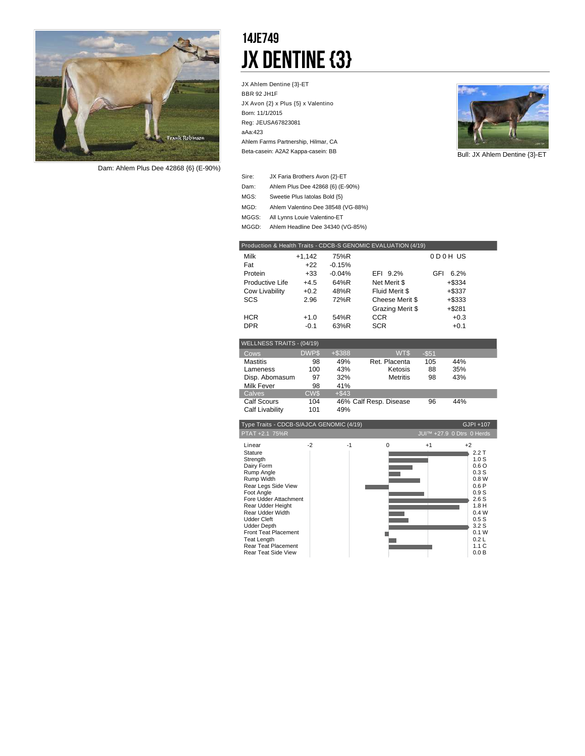# 14JE749

# JX DENTINE {3}

JX Ahlem Dentine {3}-ET
BBR 92 JH1F
JX Avon {2} x Plus {5} x Valentino
Born: 11/1/2015
Reg: JEUSA67823081
aAa:423
Ahlem Farms Partnership, Hilmar, CA
Beta-casein: A2A2 Kappa-casein: BB

Dam: Ahlem Plus Dee 42868 {6} (E-90%)

Bull: JX Ahlem Dentine {3}-ET

| | |
|---|---|
| Sire: | JX Faria Brothers Avon {2}-ET |
| Dam: | Ahlem Plus Dee 42868 {6} (E-90%) |
| MGS: | Sweetie Plus Iatolas Bold {5} |
| MGD: | Ahlem Valentino Dee 38548 (VG-88%) |
| MGGS: | All Lynns Louie Valentino-ET |
| MGGD: | Ahlem Headline Dee 34340 (VG-85%) |

| Production & Health Traits - CDCB-S GENOMIC EVALUATION (4/19) | | | | |
|---|---|---|---|---|
| Milk | +1,142 | 75%R | | 0 D 0 H US |
| Fat | +22 | -0.15% | | |
| Protein | +33 | -0.04% | EFI 9.2% | GFI 6.2% |
| Productive Life | +4.5 | 64%R | Net Merit $ | +$334 |
| Cow Livability | +0.2 | 48%R | Fluid Merit $ | +$337 |
| SCS | 2.96 | 72%R | Cheese Merit $ | +$333 |
| | | | Grazing Merit $ | +$281 |
| HCR | +1.0 | 54%R | CCR | +0.3 |
| DPR | -0.1 | 63%R | SCR | +0.1 |

| WELLNESS TRAITS - (04/19) | | | | | |
|---|---|---|---|---|---|
| Cows | DWP$ | +$388 | WT$ | -$51 | |
| Mastitis | 98 | 49% | Ret. Placenta | 105 | 44% |
| Lameness | 100 | 43% | Ketosis | 88 | 35% |
| Disp. Abomasum | 97 | 32% | Metritis | 98 | 43% |
| Milk Fever | 98 | 41% | | | |
| Calves | CW$ | +$43 | | | |
| Calf Scours | 104 | 46% | Calf Resp. Disease | 96 | 44% |
| Calf Livability | 101 | 49% | | | |

Type Traits - CDCB-S/AJCA GENOMIC (4/19) GJPI +107
PTAT +2.1 75%R JUI™ +27.9 0 Dtrs 0 Herds

| Linear | Value |
|---|---|
| Stature | 2.2 T |
| Strength | 1.0 S |
| Dairy Form | 0.6 O |
| Rump Angle | 0.3 S |
| Rump Width | 0.8 W |
| Rear Legs Side View | 0.6 P |
| Foot Angle | 0.9 S |
| Fore Udder Attachment | 2.6 S |
| Rear Udder Height | 1.8 H |
| Rear Udder Width | 0.4 W |
| Udder Cleft | 0.5 S |
| Udder Depth | 3.2 S |
| Front Teat Placement | 0.1 W |
| Teat Length | 0.2 L |
| Rear Teat Placement | 1.1 C |
| Rear Teat Side View | 0.0 B |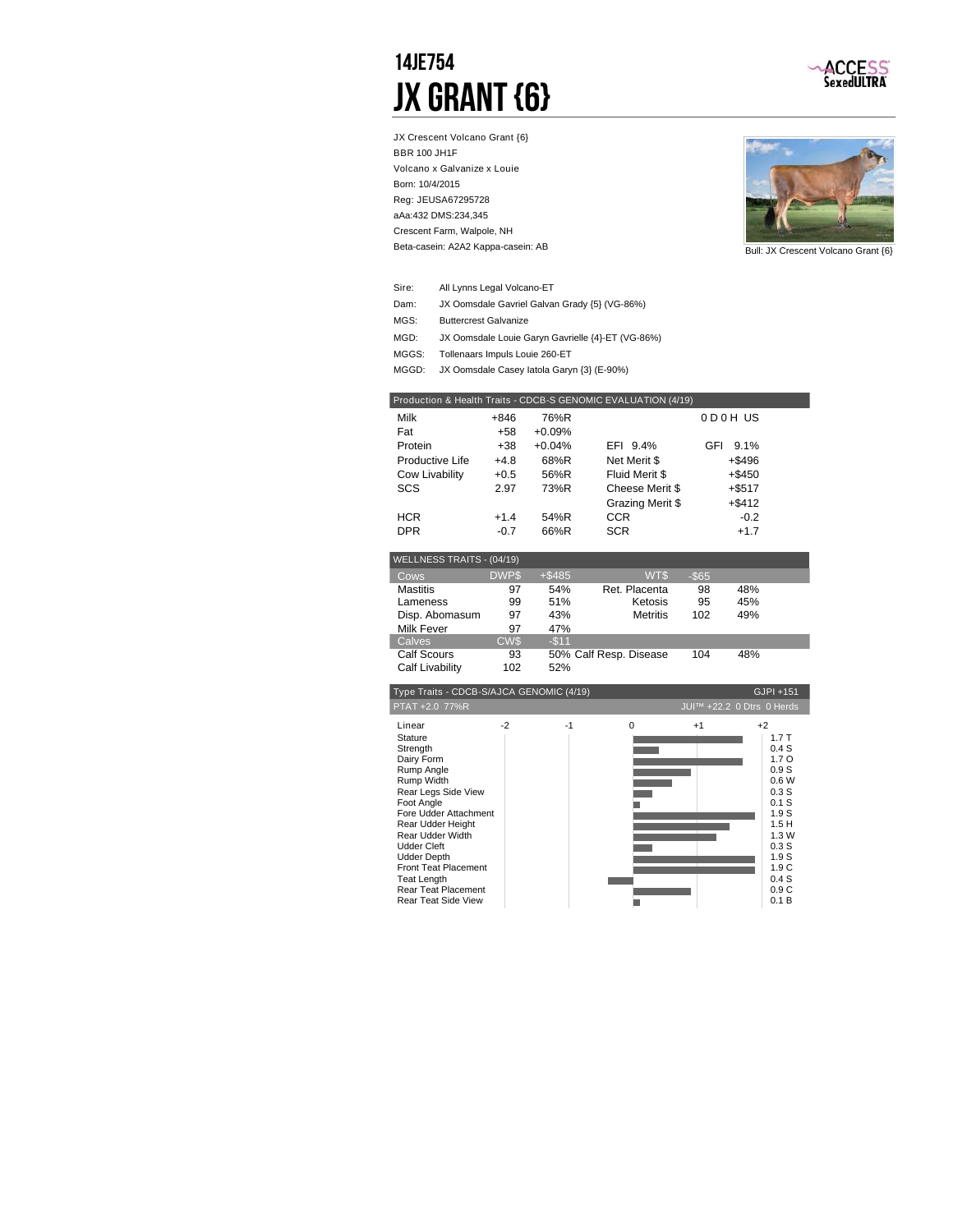# 14JE754

# JX GRANT {6}

ACCESS SexedULTRA

JX Crescent Volcano Grant {6}
BBR 100 JH1F
Volcano x Galvanize x Louie
Born: 10/4/2015
Reg: JEUSA67295728
aAa:432 DMS:234,345
Crescent Farm, Walpole, NH
Beta-casein: A2A2 Kappa-casein: AB

Bull: JX Crescent Volcano Grant {6}

| | |
|---|---|
| Sire: | All Lynns Legal Volcano-ET |
| Dam: | JX Oomsdale Gavriel Galvan Grady {5} (VG-86%) |
| MGS: | Buttercrest Galvanize |
| MGD: | JX Oomsdale Louie Garyn Gavrielle {4}-ET (VG-86%) |
| MGGS: | Tollenaars Impuls Louie 260-ET |
| MGGD: | JX Oomsdale Casey Iatola Garyn {3} (E-90%) |

| Production & Health Traits - CDCB-S GENOMIC EVALUATION (4/19) | | | | |
|---|---|---|---|---|
| Milk | +846 | 76%R | | 0 D 0 H US |
| Fat | +58 | +0.09% | | |
| Protein | +38 | +0.04% | EFI 9.4% | GFI 9.1% |
| Productive Life | +4.8 | 68%R | Net Merit $ | +$496 |
| Cow Livability | +0.5 | 56%R | Fluid Merit $ | +$450 |
| SCS | 2.97 | 73%R | Cheese Merit $ | +$517 |
| | | | Grazing Merit $ | +$412 |
| HCR | +1.4 | 54%R | CCR | -0.2 |
| DPR | -0.7 | 66%R | SCR | +1.7 |

| WELLNESS TRAITS - (04/19) | | | | | |
|---|---|---|---|---|---|
| Cows | DWP$ | +$485 | WT$ | -$65 | |
| Mastitis | 97 | 54% | Ret. Placenta | 98 | 48% |
| Lameness | 99 | 51% | Ketosis | 95 | 45% |
| Disp. Abomasum | 97 | 43% | Metritis | 102 | 49% |
| Milk Fever | 97 | 47% | | | |
| Calves | CW$ | -$11 | | | |
| Calf Scours | 93 | 50% | Calf Resp. Disease | 104 | 48% |
| Calf Livability | 102 | 52% | | | |

Type Traits - CDCB-S/AJCA GENOMIC (4/19) GJPI +151

PTAT +2.0 77%R JUI™ +22.2 0 Dtrs 0 Herds

| Linear | Value |
|---|---|
| Stature | 1.7 T |
| Strength | 0.4 S |
| Dairy Form | 1.7 O |
| Rump Angle | 0.9 S |
| Rump Width | 0.6 W |
| Rear Legs Side View | 0.3 S |
| Foot Angle | 0.1 S |
| Fore Udder Attachment | 1.9 S |
| Rear Udder Height | 1.5 H |
| Rear Udder Width | 1.3 W |
| Udder Cleft | 0.3 S |
| Udder Depth | 1.9 S |
| Front Teat Placement | 1.9 C |
| Teat Length | 0.4 S |
| Rear Teat Placement | 0.9 C |
| Rear Teat Side View | 0.1 B |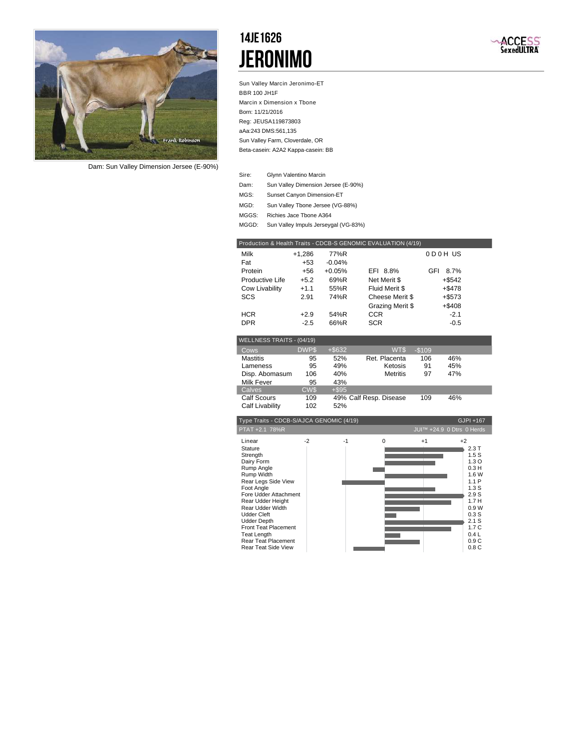# 14JE1626

# JERONIMO

Sun Valley Marcin Jeronimo-ET
BBR 100 JH1F
Marcin x Dimension x Tbone
Born: 11/21/2016
Reg: JEUSA119873803
aAa:243 DMS:561,135
Sun Valley Farm, Cloverdale, OR
Beta-casein: A2A2 Kappa-casein: BB

Dam: Sun Valley Dimension Jersee (E-90%)

| | |
|---|---|
| Sire: | Glynn Valentino Marcin |
| Dam: | Sun Valley Dimension Jersee (E-90%) |
| MGS: | Sunset Canyon Dimension-ET |
| MGD: | Sun Valley Tbone Jersee (VG-88%) |
| MGGS: | Richies Jace Tbone A364 |
| MGGD: | Sun Valley Impuls Jerseygal (VG-83%) |

**Production & Health Traits - CDCB-S GENOMIC EVALUATION (4/19)**

| | | | | |
|---|---|---|---|---|
| Milk | +1,286 | 77%R | | 0 D 0 H US |
| Fat | +53 | -0.04% | | |
| Protein | +56 | +0.05% | EFI 8.8% | GFI 8.7% |
| Productive Life | +5.2 | 69%R | Net Merit $ | +$542 |
| Cow Livability | +1.1 | 55%R | Fluid Merit $ | +$478 |
| SCS | 2.91 | 74%R | Cheese Merit $ | +$573 |
| | | | Grazing Merit $ | +$408 |
| HCR | +2.9 | 54%R | CCR | -2.1 |
| DPR | -2.5 | 66%R | SCR | -0.5 |

**WELLNESS TRAITS - (04/19)**

| Cows | DWP$ | +$632 | WT$ | -$109 | |
|---|---|---|---|---|---|
| Mastitis | 95 | 52% | Ret. Placenta | 106 | 46% |
| Lameness | 95 | 49% | Ketosis | 91 | 45% |
| Disp. Abomasum | 106 | 40% | Metritis | 97 | 47% |
| Milk Fever | 95 | 43% | | | |
| **Calves** | **CW$** | **+$95** | | | |
| Calf Scours | 109 | 49% | Calf Resp. Disease | 109 | 46% |
| Calf Livability | 102 | 52% | | | |

**Type Traits - CDCB-S/AJCA GENOMIC (4/19)** GJPI +167

PTAT +2.1 78%R — JUI™ +24.9 0 Dtrs 0 Herds

| Linear | Value |
|---|---|
| Stature | 2.3 T |
| Strength | 1.5 S |
| Dairy Form | 1.3 O |
| Rump Angle | 0.3 H |
| Rump Width | 1.6 W |
| Rear Legs Side View | 1.1 P |
| Foot Angle | 1.3 S |
| Fore Udder Attachment | 2.9 S |
| Rear Udder Height | 1.7 H |
| Rear Udder Width | 0.9 W |
| Udder Cleft | 0.3 S |
| Udder Depth | 2.1 S |
| Front Teat Placement | 1.7 C |
| Teat Length | 0.4 L |
| Rear Teat Placement | 0.9 C |
| Rear Teat Side View | 0.8 C |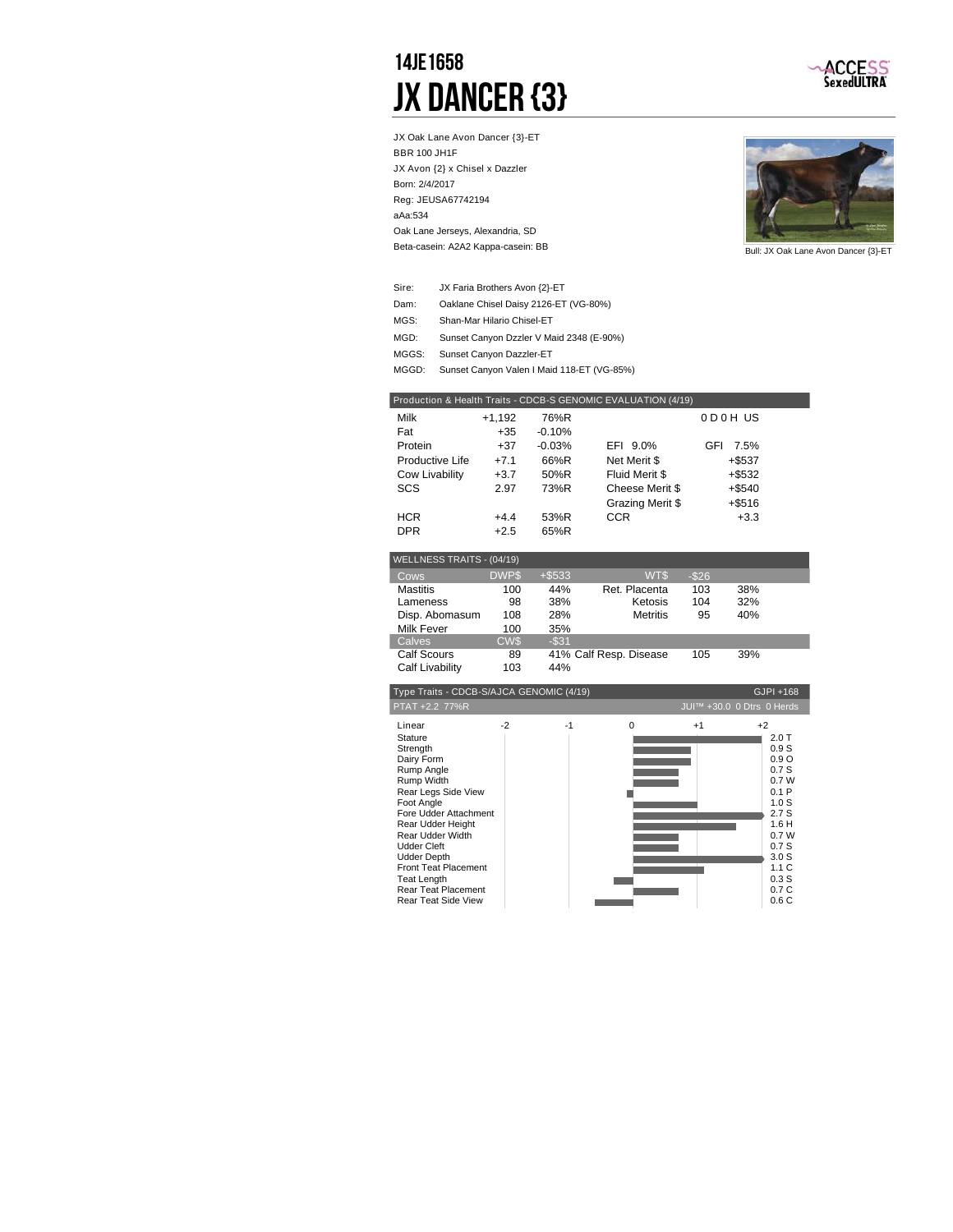# 14JE1658
# JX DANCER {3}

ACCESS SexedULTRA

JX Oak Lane Avon Dancer {3}-ET
BBR 100 JH1F
JX Avon {2} x Chisel x Dazzler
Born: 2/4/2017
Reg: JEUSA67742194
aAa:534
Oak Lane Jerseys, Alexandria, SD
Beta-casein: A2A2 Kappa-casein: BB

Bull: JX Oak Lane Avon Dancer {3}-ET

| | |
|---|---|
| Sire: | JX Faria Brothers Avon {2}-ET |
| Dam: | Oaklane Chisel Daisy 2126-ET (VG-80%) |
| MGS: | Shan-Mar Hilario Chisel-ET |
| MGD: | Sunset Canyon Dzzler V Maid 2348 (E-90%) |
| MGGS: | Sunset Canyon Dazzler-ET |
| MGGD: | Sunset Canyon Valen I Maid 118-ET (VG-85%) |

## Production & Health Traits - CDCB-S GENOMIC EVALUATION (4/19)

| | | | | |
|---|---|---|---|---|
| Milk | +1,192 | 76%R | | 0 D 0 H US |
| Fat | +35 | -0.10% | | |
| Protein | +37 | -0.03% | EFI 9.0% | GFI 7.5% |
| Productive Life | +7.1 | 66%R | Net Merit $ | +$537 |
| Cow Livability | +3.7 | 50%R | Fluid Merit $ | +$532 |
| SCS | 2.97 | 73%R | Cheese Merit $ | +$540 |
| | | | Grazing Merit $ | +$516 |
| HCR | +4.4 | 53%R | CCR | +3.3 |
| DPR | +2.5 | 65%R | | |

## WELLNESS TRAITS - (04/19)

| | | | | | |
|---|---|---|---|---|---|
| Cows | DWP$ | +$533 | WT$ | -$26 | |
| Mastitis | 100 | 44% | Ret. Placenta | 103 | 38% |
| Lameness | 98 | 38% | Ketosis | 104 | 32% |
| Disp. Abomasum | 108 | 28% | Metritis | 95 | 40% |
| Milk Fever | 100 | 35% | | | |
| Calves | CW$ | -$31 | | | |
| Calf Scours | 89 | 41% | Calf Resp. Disease | 105 | 39% |
| Calf Livability | 103 | 44% | | | |

## Type Traits - CDCB-S/AJCA GENOMIC (4/19)

GJPI +168

PTAT +2.2 77%R — JUI™ +30.0 0 Dtrs 0 Herds

| Linear | Value |
|---|---|
| Stature | 2.0 T |
| Strength | 0.9 S |
| Dairy Form | 0.9 O |
| Rump Angle | 0.7 S |
| Rump Width | 0.7 W |
| Rear Legs Side View | 0.1 P |
| Foot Angle | 1.0 S |
| Fore Udder Attachment | 2.7 S |
| Rear Udder Height | 1.6 H |
| Rear Udder Width | 0.7 W |
| Udder Cleft | 0.7 S |
| Udder Depth | 3.0 S |
| Front Teat Placement | 1.1 C |
| Teat Length | 0.3 S |
| Rear Teat Placement | 0.7 C |
| Rear Teat Side View | 0.6 C |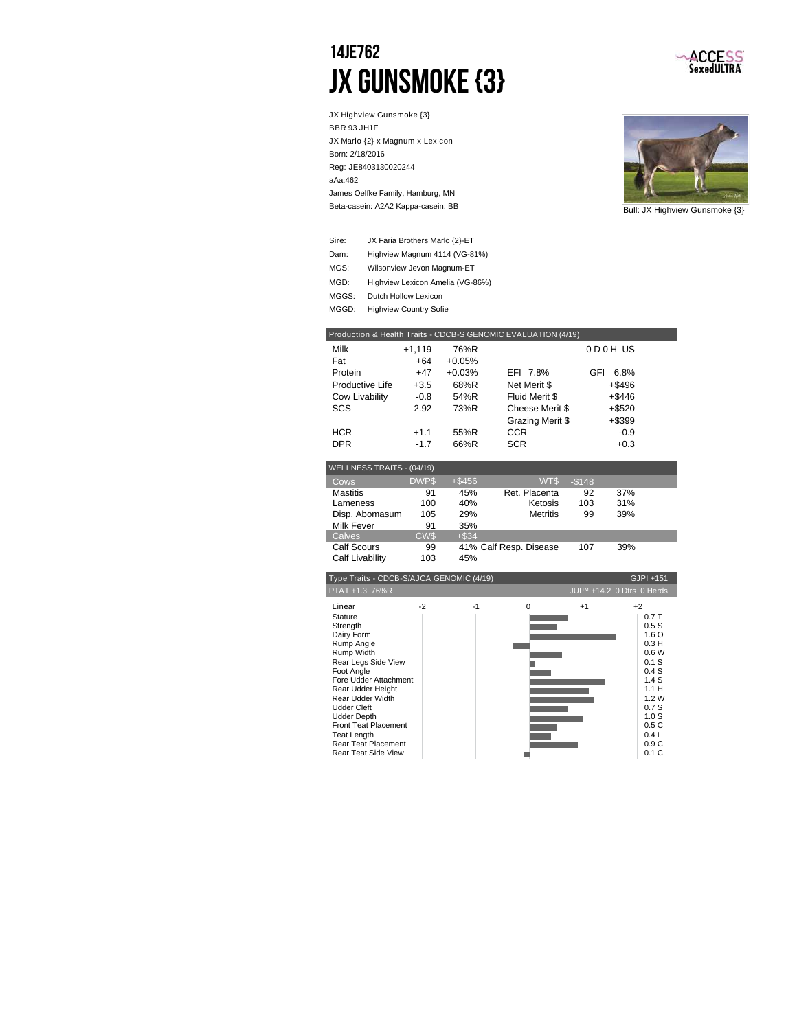# 14JE762
# JX GUNSMOKE {3}

ACCESS SexedULTRA

JX Highview Gunsmoke {3}
BBR 93 JH1F
JX Marlo {2} x Magnum x Lexicon
Born: 2/18/2016
Reg: JE8403130020244
aAa:462
James Oelfke Family, Hamburg, MN
Beta-casein: A2A2 Kappa-casein: BB

Bull: JX Highview Gunsmoke {3}

| | |
|---|---|
| Sire: | JX Faria Brothers Marlo {2}-ET |
| Dam: | Highview Magnum 4114 (VG-81%) |
| MGS: | Wilsonview Jevon Magnum-ET |
| MGD: | Highview Lexicon Amelia (VG-86%) |
| MGGS: | Dutch Hollow Lexicon |
| MGGD: | Highview Country Sofie |

| Production & Health Traits - CDCB-S GENOMIC EVALUATION (4/19) | | | | |
|---|---|---|---|---|
| Milk | +1,119 | 76%R | | 0 D 0 H US |
| Fat | +64 | +0.05% | | |
| Protein | +47 | +0.03% | EFI 7.8% | GFI 6.8% |
| Productive Life | +3.5 | 68%R | Net Merit $ | +$496 |
| Cow Livability | -0.8 | 54%R | Fluid Merit $ | +$446 |
| SCS | 2.92 | 73%R | Cheese Merit $ | +$520 |
| | | | Grazing Merit $ | +$399 |
| HCR | +1.1 | 55%R | CCR | -0.9 |
| DPR | -1.7 | 66%R | SCR | +0.3 |

| WELLNESS TRAITS - (04/19) | | | | | |
|---|---|---|---|---|---|
| Cows | DWP$ | +$456 | WT$ | -$148 | |
| Mastitis | 91 | 45% | Ret. Placenta | 92 | 37% |
| Lameness | 100 | 40% | Ketosis | 103 | 31% |
| Disp. Abomasum | 105 | 29% | Metritis | 99 | 39% |
| Milk Fever | 91 | 35% | | | |
| Calves | CW$ | +$34 | | | |
| Calf Scours | 99 | 41% | Calf Resp. Disease | 107 | 39% |
| Calf Livability | 103 | 45% | | | |

Type Traits - CDCB-S/AJCA GENOMIC (4/19) — GJPI +151

PTAT +1.3 76%R — JUI™ +14.2 0 Dtrs 0 Herds

| Linear | Value |
|---|---|
| Stature | 0.7 T |
| Strength | 0.5 S |
| Dairy Form | 1.6 O |
| Rump Angle | 0.3 H |
| Rump Width | 0.6 W |
| Rear Legs Side View | 0.1 S |
| Foot Angle | 0.4 S |
| Fore Udder Attachment | 1.4 S |
| Rear Udder Height | 1.1 H |
| Rear Udder Width | 1.2 W |
| Udder Cleft | 0.7 S |
| Udder Depth | 1.0 S |
| Front Teat Placement | 0.5 C |
| Teat Length | 0.4 L |
| Rear Teat Placement | 0.9 C |
| Rear Teat Side View | 0.1 C |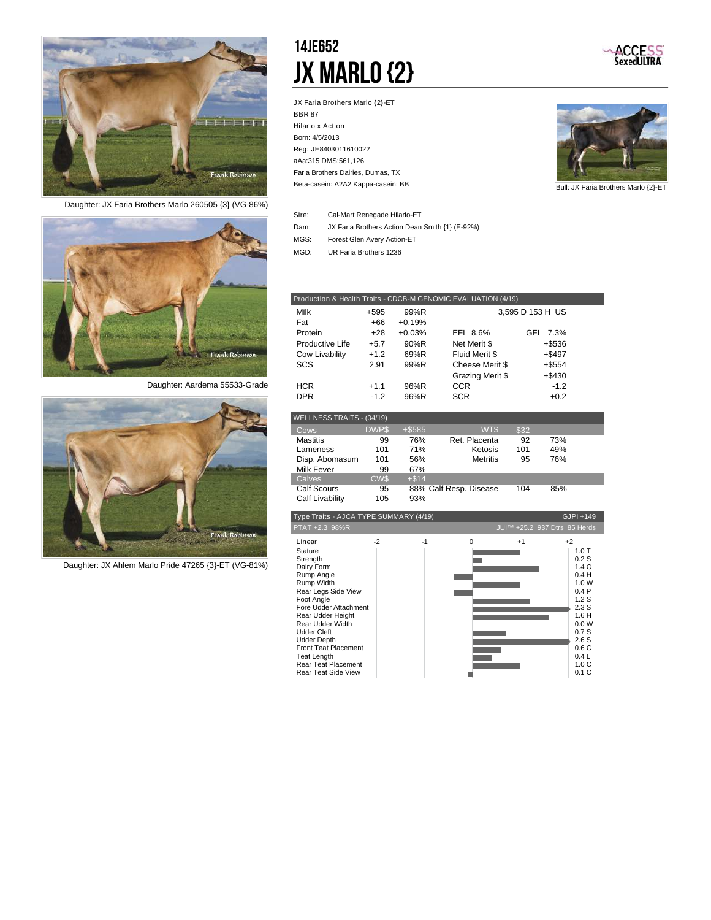# 14JE652

# JX MARLO {2}

ACCESS SexedULTRA

JX Faria Brothers Marlo {2}-ET
BBR 87
Hilario x Action
Born: 4/5/2013
Reg: JE8403011610022
aAa:315 DMS:561,126
Faria Brothers Dairies, Dumas, TX
Beta-casein: A2A2 Kappa-casein: BB

Bull: JX Faria Brothers Marlo {2}-ET

Daughter: JX Faria Brothers Marlo 260505 {3} (VG-86%)

Daughter: Aardema 55533-Grade

Daughter: JX Ahlem Marlo Pride 47265 {3}-ET (VG-81%)

| | |
|---|---|
| Sire: | Cal-Mart Renegade Hilario-ET |
| Dam: | JX Faria Brothers Action Dean Smith {1} (E-92%) |
| MGS: | Forest Glen Avery Action-ET |
| MGD: | UR Faria Brothers 1236 |

| Production & Health Traits - CDCB-M GENOMIC EVALUATION (4/19) | | | | |
|---|---|---|---|---|
| Milk | +595 | 99%R | 3,595 D 153 H US | |
| Fat | +66 | +0.19% | | |
| Protein | +28 | +0.03% | EFI 8.6% | GFI 7.3% |
| Productive Life | +5.7 | 90%R | Net Merit $ | +$536 |
| Cow Livability | +1.2 | 69%R | Fluid Merit $ | +$497 |
| SCS | 2.91 | 99%R | Cheese Merit $ | +$554 |
| | | | Grazing Merit $ | +$430 |
| HCR | +1.1 | 96%R | CCR | -1.2 |
| DPR | -1.2 | 96%R | SCR | +0.2 |

| WELLNESS TRAITS - (04/19) | | | | | |
|---|---|---|---|---|---|
| Cows | DWP$ | +$585 | WT$ | -$32 | |
| Mastitis | 99 | 76% | Ret. Placenta | 92 | 73% |
| Lameness | 101 | 71% | Ketosis | 101 | 49% |
| Disp. Abomasum | 101 | 56% | Metritis | 95 | 76% |
| Milk Fever | 99 | 67% | | | |
| Calves | CW$ | +$14 | | | |
| Calf Scours | 95 | 88% | Calf Resp. Disease | 104 | 85% |
| Calf Livability | 105 | 93% | | | |

Type Traits - AJCA TYPE SUMMARY (4/19) — GJPI +149

PTAT +2.3 98%R — JUI™ +25.2 937 Dtrs 85 Herds

| Linear | Value |
|---|---|
| Stature | 1.0 T |
| Strength | 0.2 S |
| Dairy Form | 1.4 O |
| Rump Angle | 0.4 H |
| Rump Width | 1.0 W |
| Rear Legs Side View | 0.4 P |
| Foot Angle | 1.2 S |
| Fore Udder Attachment | 2.3 S |
| Rear Udder Height | 1.6 H |
| Rear Udder Width | 0.0 W |
| Udder Cleft | 0.7 S |
| Udder Depth | 2.6 S |
| Front Teat Placement | 0.6 C |
| Teat Length | 0.4 L |
| Rear Teat Placement | 1.0 C |
| Rear Teat Side View | 0.1 C |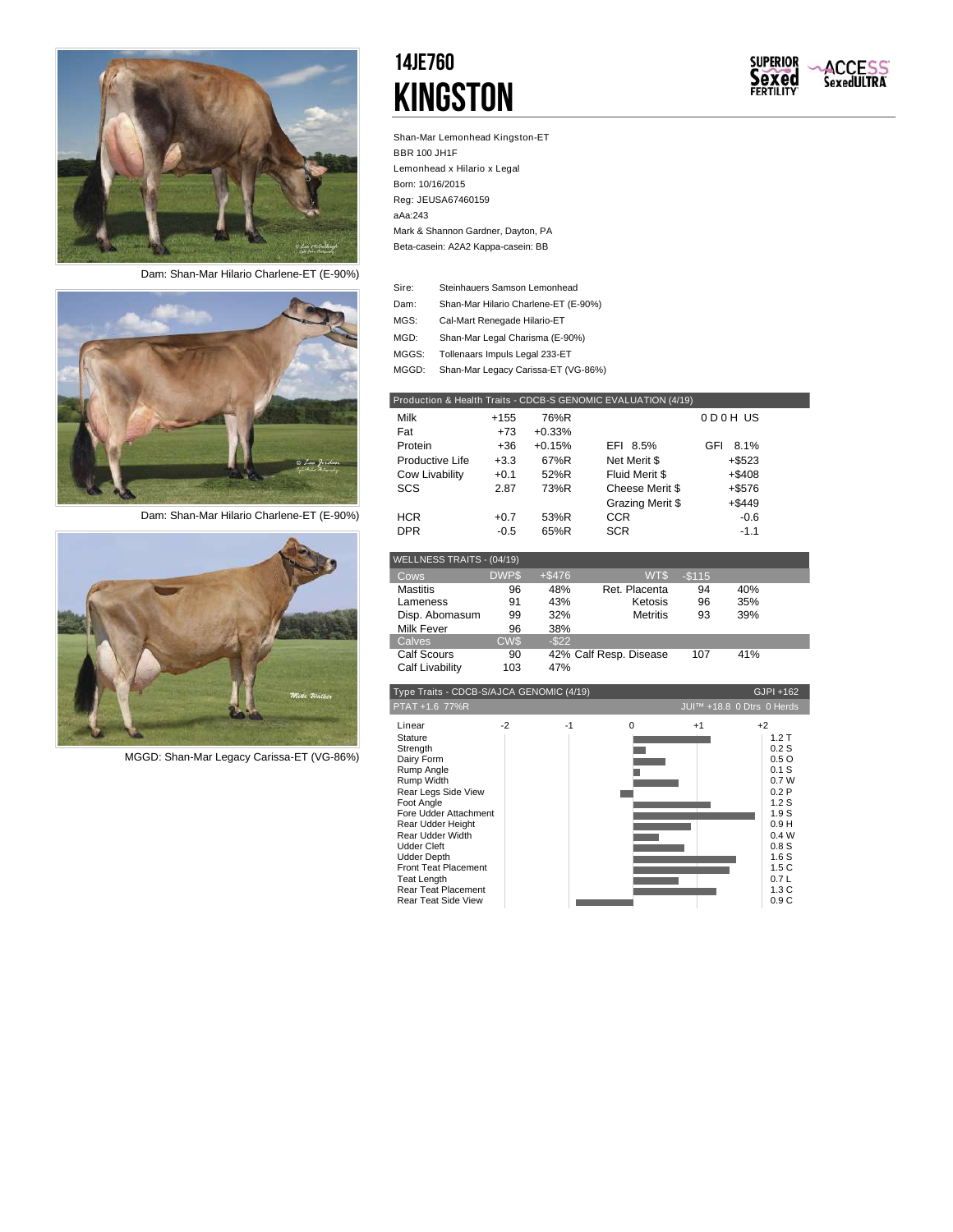# 14JE760
# KINGSTON

SUPERIOR Sexed FERTILITY — ACCESS SexedULTRA

Shan-Mar Lemonhead Kingston-ET
BBR 100 JH1F
Lemonhead x Hilario x Legal
Born: 10/16/2015
Reg: JEUSA67460159
aAa:243
Mark & Shannon Gardner, Dayton, PA
Beta-casein: A2A2 Kappa-casein: BB

Dam: Shan-Mar Hilario Charlene-ET (E-90%)

Dam: Shan-Mar Hilario Charlene-ET (E-90%)

MGGD: Shan-Mar Legacy Carissa-ET (VG-86%)

| | |
|---|---|
| Sire: | Steinhauers Samson Lemonhead |
| Dam: | Shan-Mar Hilario Charlene-ET (E-90%) |
| MGS: | Cal-Mart Renegade Hilario-ET |
| MGD: | Shan-Mar Legal Charisma (E-90%) |
| MGGS: | Tollenaars Impuls Legal 233-ET |
| MGGD: | Shan-Mar Legacy Carissa-ET (VG-86%) |

**Production & Health Traits - CDCB-S GENOMIC EVALUATION (4/19)**

| | | | | |
|---|---|---|---|---|
| Milk | +155 | 76%R | | 0 D 0 H US |
| Fat | +73 | +0.33% | | |
| Protein | +36 | +0.15% | EFI 8.5% | GFI 8.1% |
| Productive Life | +3.3 | 67%R | Net Merit $ | +$523 |
| Cow Livability | +0.1 | 52%R | Fluid Merit $ | +$408 |
| SCS | 2.87 | 73%R | Cheese Merit $ | +$576 |
| | | | Grazing Merit $ | +$449 |
| HCR | +0.7 | 53%R | CCR | -0.6 |
| DPR | -0.5 | 65%R | SCR | -1.1 |

**WELLNESS TRAITS - (04/19)**

| Cows | DWP$ | +$476 | WT$ | -$115 | |
|---|---|---|---|---|---|
| Mastitis | 96 | 48% | Ret. Placenta | 94 | 40% |
| Lameness | 91 | 43% | Ketosis | 96 | 35% |
| Disp. Abomasum | 99 | 32% | Metritis | 93 | 39% |
| Milk Fever | 96 | 38% | | | |
| **Calves** | **CW$** | **-$22** | | | |
| Calf Scours | 90 | 42% | Calf Resp. Disease | 107 | 41% |
| Calf Livability | 103 | 47% | | | |

**Type Traits - CDCB-S/AJCA GENOMIC (4/19)** GJPI +162

PTAT +1.6 77%R — JUI™ +18.8 0 Dtrs 0 Herds

| Linear | Value |
|---|---|
| Stature | 1.2 T |
| Strength | 0.2 S |
| Dairy Form | 0.5 O |
| Rump Angle | 0.1 S |
| Rump Width | 0.7 W |
| Rear Legs Side View | 0.2 P |
| Foot Angle | 1.2 S |
| Fore Udder Attachment | 1.9 S |
| Rear Udder Height | 0.9 H |
| Rear Udder Width | 0.4 W |
| Udder Cleft | 0.8 S |
| Udder Depth | 1.6 S |
| Front Teat Placement | 1.5 C |
| Teat Length | 0.7 L |
| Rear Teat Placement | 1.3 C |
| Rear Teat Side View | 0.9 C |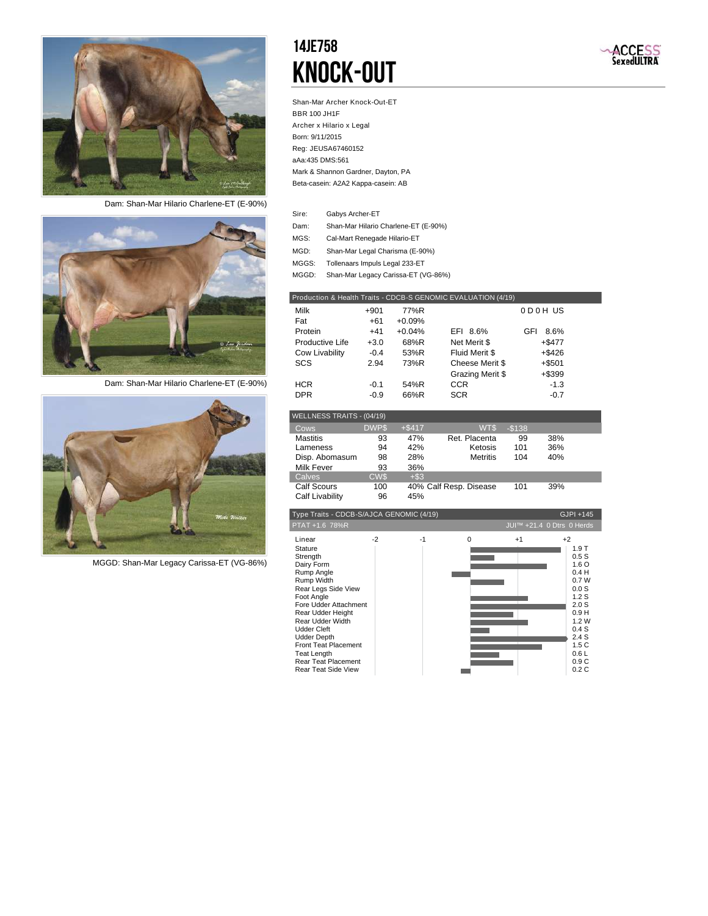# 14JE758

# KNOCK-OUT

ACCESS SexedULTRA

Shan-Mar Archer Knock-Out-ET
BBR 100 JH1F
Archer x Hilario x Legal
Born: 9/11/2015
Reg: JEUSA67460152
aAa:435 DMS:561
Mark & Shannon Gardner, Dayton, PA
Beta-casein: A2A2 Kappa-casein: AB

Dam: Shan-Mar Hilario Charlene-ET (E-90%)

Dam: Shan-Mar Hilario Charlene-ET (E-90%)

MGGD: Shan-Mar Legacy Carissa-ET (VG-86%)

| | |
|---|---|
| Sire: | Gabys Archer-ET |
| Dam: | Shan-Mar Hilario Charlene-ET (E-90%) |
| MGS: | Cal-Mart Renegade Hilario-ET |
| MGD: | Shan-Mar Legal Charisma (E-90%) |
| MGGS: | Tollenaars Impuls Legal 233-ET |
| MGGD: | Shan-Mar Legacy Carissa-ET (VG-86%) |

| Production & Health Traits - CDCB-S GENOMIC EVALUATION (4/19) | | | | |
|---|---|---|---|---|
| Milk | +901 | 77%R | | 0 D 0 H US |
| Fat | +61 | +0.09% | | |
| Protein | +41 | +0.04% | EFI 8.6% | GFI 8.6% |
| Productive Life | +3.0 | 68%R | Net Merit $ | +$477 |
| Cow Livability | -0.4 | 53%R | Fluid Merit $ | +$426 |
| SCS | 2.94 | 73%R | Cheese Merit $ | +$501 |
| | | | Grazing Merit $ | +$399 |
| HCR | -0.1 | 54%R | CCR | -1.3 |
| DPR | -0.9 | 66%R | SCR | -0.7 |

| WELLNESS TRAITS - (04/19) | | | | | |
|---|---|---|---|---|---|
| Cows | DWP$ | +$417 | WT$ | -$138 | |
| Mastitis | 93 | 47% | Ret. Placenta | 99 | 38% |
| Lameness | 94 | 42% | Ketosis | 101 | 36% |
| Disp. Abomasum | 98 | 28% | Metritis | 104 | 40% |
| Milk Fever | 93 | 36% | | | |
| Calves | CW$ | +$3 | | | |
| Calf Scours | 100 | 40% | Calf Resp. Disease | 101 | 39% |
| Calf Livability | 96 | 45% | | | |

Type Traits - CDCB-S/AJCA GENOMIC (4/19) — GJPI +145
PTAT +1.6 78%R — JUI™ +21.4 0 Dtrs 0 Herds

| Linear | Value |
|---|---|
| Stature | 1.9 T |
| Strength | 0.5 S |
| Dairy Form | 1.6 O |
| Rump Angle | 0.4 H |
| Rump Width | 0.7 W |
| Rear Legs Side View | 0.0 S |
| Foot Angle | 1.2 S |
| Fore Udder Attachment | 2.0 S |
| Rear Udder Height | 0.9 H |
| Rear Udder Width | 1.2 W |
| Udder Cleft | 0.4 S |
| Udder Depth | 2.4 S |
| Front Teat Placement | 1.5 C |
| Teat Length | 0.6 L |
| Rear Teat Placement | 0.9 C |
| Rear Teat Side View | 0.2 C |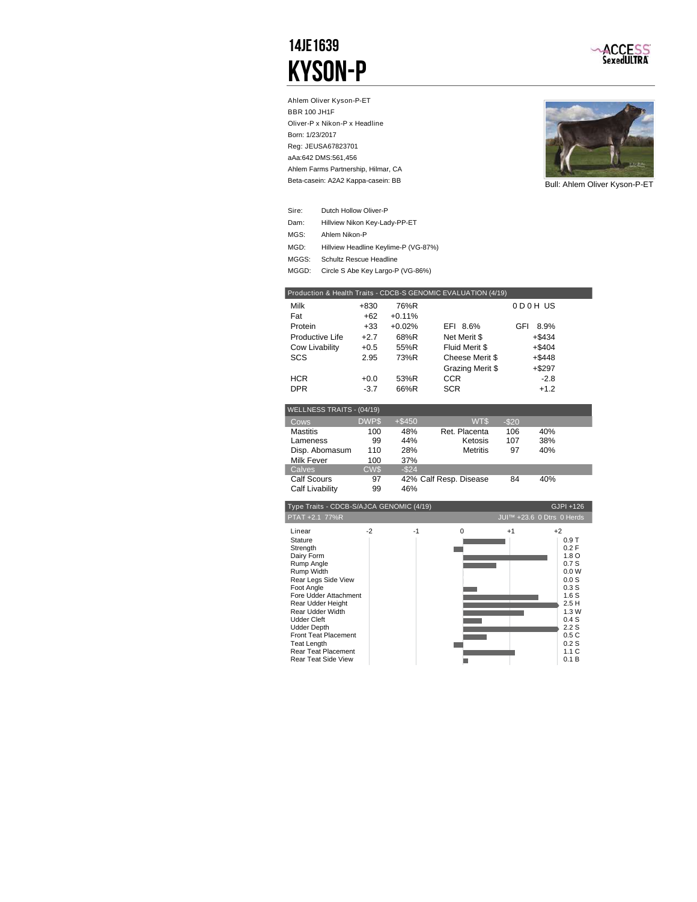# 14JE1639
# KYSON-P

ACCESS SexedULTRA

Ahlem Oliver Kyson-P-ET
BBR 100 JH1F
Oliver-P x Nikon-P x Headline
Born: 1/23/2017
Reg: JEUSA67823701
aAa:642 DMS:561,456
Ahlem Farms Partnership, Hilmar, CA
Beta-casein: A2A2 Kappa-casein: BB

Bull: Ahlem Oliver Kyson-P-ET

| | |
|---|---|
| Sire: | Dutch Hollow Oliver-P |
| Dam: | Hillview Nikon Key-Lady-PP-ET |
| MGS: | Ahlem Nikon-P |
| MGD: | Hillview Headline Keylime-P (VG-87%) |
| MGGS: | Schultz Rescue Headline |
| MGGD: | Circle S Abe Key Largo-P (VG-86%) |

| Production & Health Traits - CDCB-S GENOMIC EVALUATION (4/19) | | | | |
|---|---|---|---|---|
| Milk | +830 | 76%R | | 0 D 0 H US |
| Fat | +62 | +0.11% | | |
| Protein | +33 | +0.02% | EFI 8.6% | GFI 8.9% |
| Productive Life | +2.7 | 68%R | Net Merit $ | +$434 |
| Cow Livability | +0.5 | 55%R | Fluid Merit $ | +$404 |
| SCS | 2.95 | 73%R | Cheese Merit $ | +$448 |
| | | | Grazing Merit $ | +$297 |
| HCR | +0.0 | 53%R | CCR | -2.8 |
| DPR | -3.7 | 66%R | SCR | +1.2 |

| WELLNESS TRAITS - (04/19) | | | | | |
|---|---|---|---|---|---|
| Cows | DWP$ | +$450 | WT$ | -$20 | |
| Mastitis | 100 | 48% | Ret. Placenta | 106 | 40% |
| Lameness | 99 | 44% | Ketosis | 107 | 38% |
| Disp. Abomasum | 110 | 28% | Metritis | 97 | 40% |
| Milk Fever | 100 | 37% | | | |
| Calves | CW$ | -$24 | | | |
| Calf Scours | 97 | 42% | Calf Resp. Disease | 84 | 40% |
| Calf Livability | 99 | 46% | | | |

Type Traits - CDCB-S/AJCA GENOMIC (4/19) — GJPI +126
PTAT +2.1 77%R — JUI™ +23.6 0 Dtrs 0 Herds

| Linear | Value |
|---|---|
| Stature | 0.9 T |
| Strength | 0.2 F |
| Dairy Form | 1.8 O |
| Rump Angle | 0.7 S |
| Rump Width | 0.0 W |
| Rear Legs Side View | 0.0 S |
| Foot Angle | 0.3 S |
| Fore Udder Attachment | 1.6 S |
| Rear Udder Height | 2.5 H |
| Rear Udder Width | 1.3 W |
| Udder Cleft | 0.4 S |
| Udder Depth | 2.2 S |
| Front Teat Placement | 0.5 C |
| Teat Length | 0.2 S |
| Rear Teat Placement | 1.1 C |
| Rear Teat Side View | 0.1 B |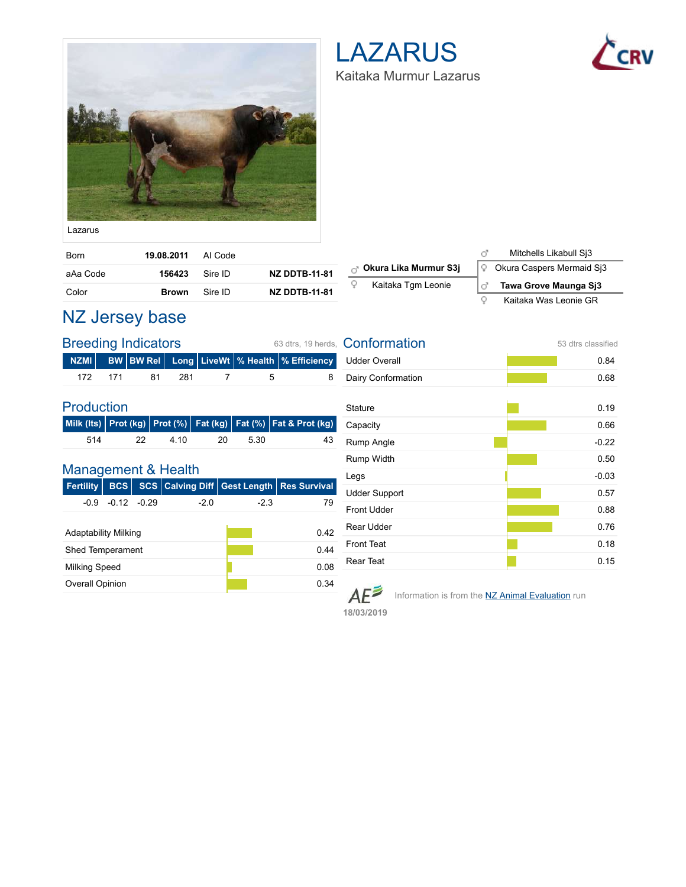# LAZARUS

Kaitaka Murmur Lazarus

Lazarus

| Born | 19.08.2011 | AI Code | |
|---|---|---|---|
| aAa Code | 156423 | Sire ID | NZ DDTB-11-81 |
| Color | Brown | Sire ID | NZ DDTB-11-81 |

**Pedigree**

- ♂ **Okura Lika Murmur S3j**
  - ♂ Mitchells Likabull Sj3
  - ♀ Okura Caspers Mermaid Sj3
- ♀ Kaitaka Tgm Leonie
  - ♂ **Tawa Grove Maunga Sj3**
  - ♀ Kaitaka Was Leonie GR

## NZ Jersey base

### Breeding Indicators

63 dtrs, 19 herds,

| NZMI | BW | BW Rel | Long | LiveWt | % Health | % Efficiency |
|---|---|---|---|---|---|---|
| 172 | 171 | 81 | 281 | 7 | 5 | 8 |

### Production

| Milk (lts) | Prot (kg) | Prot (%) | Fat (kg) | Fat (%) | Fat & Prot (kg) |
|---|---|---|---|---|---|
| 514 | 22 | 4.10 | 20 | 5.30 | 43 |

### Management & Health

| Fertility | BCS | SCS | Calving Diff | Gest Length | Res Survival |
|---|---|---|---|---|---|
| -0.9 | -0.12 | -0.29 | -2.0 | -2.3 | 79 |

| Trait | Value |
|---|---|
| Adaptability Milking | 0.42 |
| Shed Temperament | 0.44 |
| Milking Speed | 0.08 |
| Overall Opinion | 0.34 |

### Conformation

53 dtrs classified

| Trait | Value |
|---|---|
| Udder Overall | 0.84 |
| Dairy Conformation | 0.68 |
| Stature | 0.19 |
| Capacity | 0.66 |
| Rump Angle | -0.22 |
| Rump Width | 0.50 |
| Legs | -0.03 |
| Udder Support | 0.57 |
| Front Udder | 0.88 |
| Rear Udder | 0.76 |
| Front Teat | 0.18 |
| Rear Teat | 0.15 |

AE 18/03/2019 Information is from the NZ Animal Evaluation run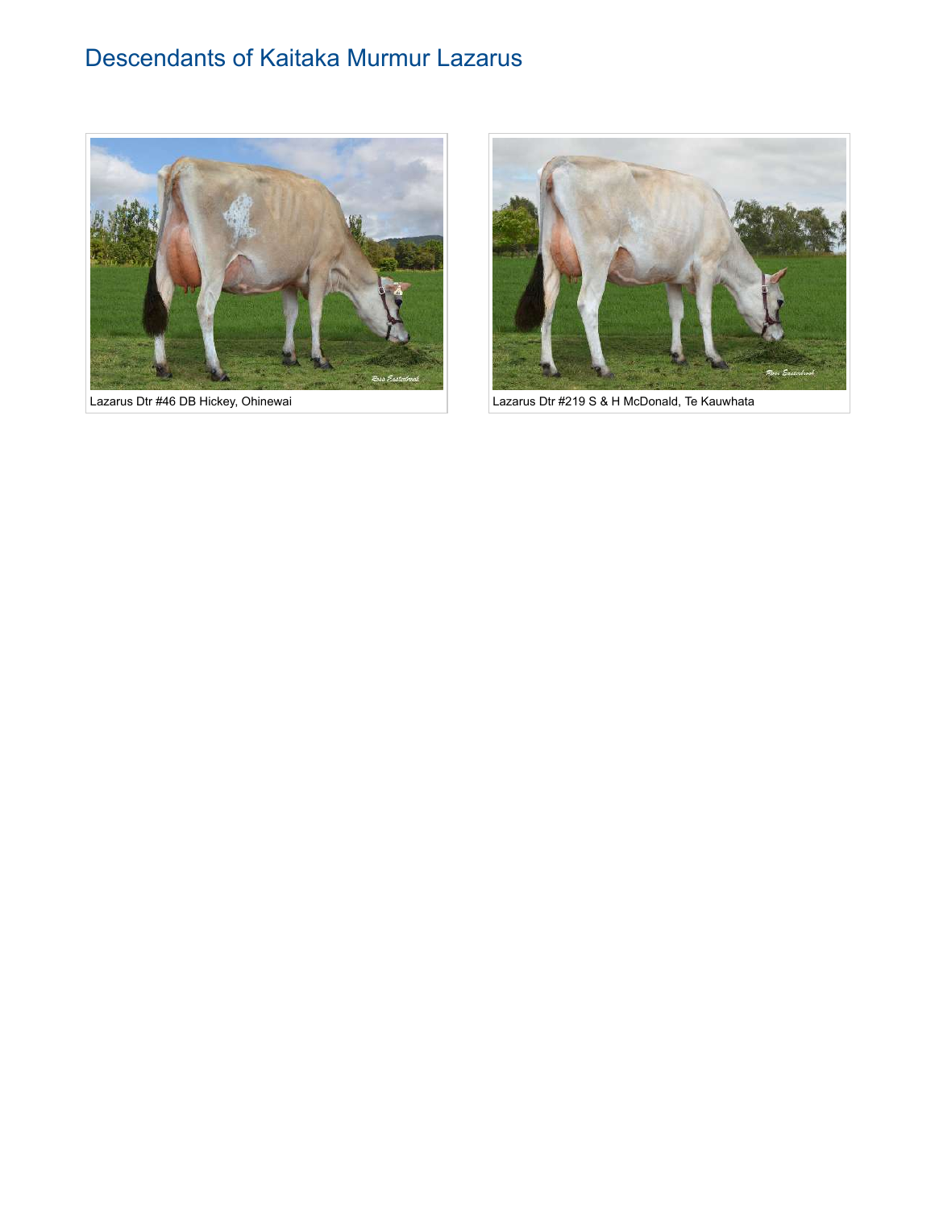# Descendants of Kaitaka Murmur Lazarus

Lazarus Dtr #46 DB Hickey, Ohinewai

Lazarus Dtr #219 S & H McDonald, Te Kauwhata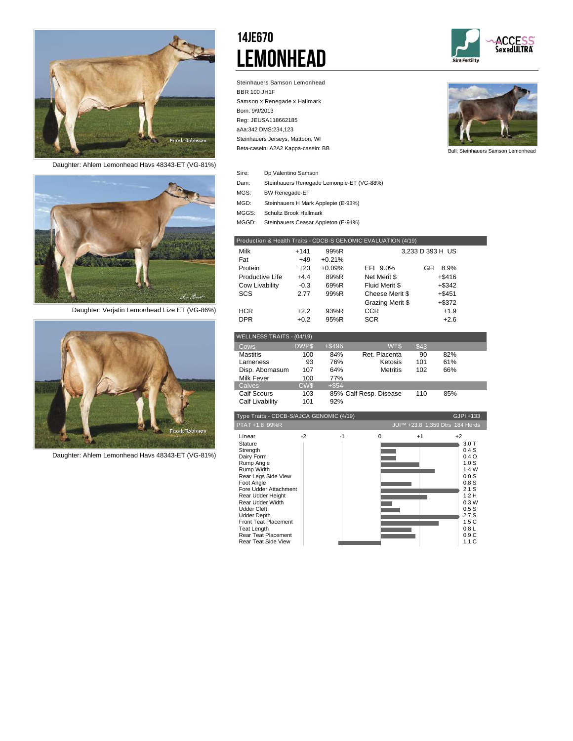# 14JE670

# LEMONHEAD

Sire Fertility

ACCESS SexedULTRA

Steinhauers Samson Lemonhead
BBR 100 JH1F
Samson x Renegade x Hallmark
Born: 9/9/2013
Reg: JEUSA118662185
aAa:342 DMS:234,123
Steinhauers Jerseys, Mattoon, WI
Beta-casein: A2A2 Kappa-casein: BB

Bull: Steinhauers Samson Lemonhead

Daughter: Ahlem Lemonhead Havs 48343-ET (VG-81%)

Daughter: Verjatin Lemonhead Lize ET (VG-86%)

Daughter: Ahlem Lemonhead Havs 48343-ET (VG-81%)

| | |
|---|---|
| Sire: | Dp Valentino Samson |
| Dam: | Steinhauers Renegade Lemonpie-ET (VG-88%) |
| MGS: | BW Renegade-ET |
| MGD: | Steinhauers H Mark Applepie (E-93%) |
| MGGS: | Schultz Brook Hallmark |
| MGGD: | Steinhauers Ceasar Appleton (E-91%) |

| Production & Health Traits - CDCB-S GENOMIC EVALUATION (4/19) | | | | |
|---|---|---|---|---|
| Milk | +141 | 99%R | 3,233 D 393 H US | |
| Fat | +49 | +0.21% | | |
| Protein | +23 | +0.09% | EFI 9.0% | GFI 8.9% |
| Productive Life | +4.4 | 89%R | Net Merit $ | +$416 |
| Cow Livability | -0.3 | 69%R | Fluid Merit $ | +$342 |
| SCS | 2.77 | 99%R | Cheese Merit $ | +$451 |
| | | | Grazing Merit $ | +$372 |
| HCR | +2.2 | 93%R | CCR | +1.9 |
| DPR | +0.2 | 95%R | SCR | +2.6 |

| WELLNESS TRAITS - (04/19) | | | | | |
|---|---|---|---|---|---|
| Cows | DWP$ | +$496 | WT$ | -$43 | |
| Mastitis | 100 | 84% | Ret. Placenta | 90 | 82% |
| Lameness | 93 | 76% | Ketosis | 101 | 61% |
| Disp. Abomasum | 107 | 64% | Metritis | 102 | 66% |
| Milk Fever | 100 | 77% | | | |
| Calves | CW$ | +$54 | | | |
| Calf Scours | 103 | 85% | Calf Resp. Disease | 110 | 85% |
| Calf Livability | 101 | 92% | | | |

Type Traits - CDCB-S/AJCA GENOMIC (4/19) — GJPI +133
PTAT +1.8 99%R — JUI™ +23.8 1,359 Dtrs 184 Herds

| Linear (-2 to +2) | Value |
|---|---|
| Stature | 3.0 T |
| Strength | 0.4 S |
| Dairy Form | 0.4 O |
| Rump Angle | 1.0 S |
| Rump Width | 1.4 W |
| Rear Legs Side View | 0.0 S |
| Foot Angle | 0.8 S |
| Fore Udder Attachment | 2.1 S |
| Rear Udder Height | 1.2 H |
| Rear Udder Width | 0.3 W |
| Udder Cleft | 0.5 S |
| Udder Depth | 2.7 S |
| Front Teat Placement | 1.5 C |
| Teat Length | 0.8 L |
| Rear Teat Placement | 0.9 C |
| Rear Teat Side View | 1.1 C |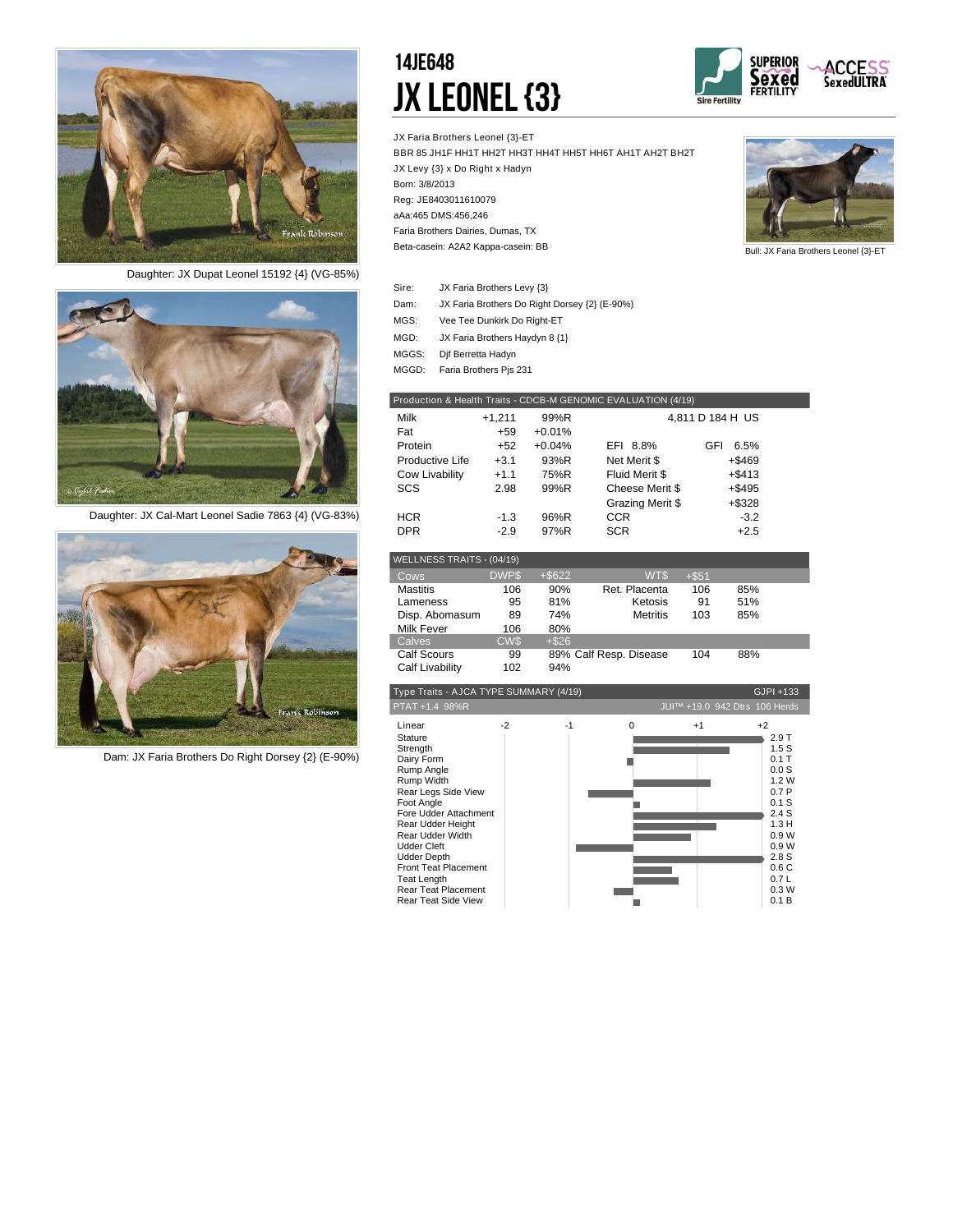# 14JE648

# JX LEONEL {3}

Sire Fertility · SUPERIOR Sexed FERTILITY · ACCESS SexedULTRA

JX Faria Brothers Leonel {3}-ET
BBR 85 JH1F HH1T HH2T HH3T HH4T HH5T HH6T AH1T AH2T BH2T
JX Levy {3} x Do Right x Hadyn
Born: 3/8/2013
Reg: JE8403011610079
aAa:465 DMS:456,246
Faria Brothers Dairies, Dumas, TX
Beta-casein: A2A2 Kappa-casein: BB

Bull: JX Faria Brothers Leonel {3}-ET

Daughter: JX Dupat Leonel 15192 {4} (VG-85%)

Daughter: JX Cal-Mart Leonel Sadie 7863 {4} (VG-83%)

Dam: JX Faria Brothers Do Right Dorsey {2} (E-90%)

| | |
|---|---|
| Sire: | JX Faria Brothers Levy {3} |
| Dam: | JX Faria Brothers Do Right Dorsey {2} (E-90%) |
| MGS: | Vee Tee Dunkirk Do Right-ET |
| MGD: | JX Faria Brothers Haydyn 8 {1} |
| MGGS: | Djf Berretta Hadyn |
| MGGD: | Faria Brothers Pjs 231 |

## Production & Health Traits - CDCB-M GENOMIC EVALUATION (4/19)

| | | | | |
|---|---|---|---|---|
| Milk | +1,211 | 99%R | 4,811 D 184 H US | |
| Fat | +59 | +0.01% | | |
| Protein | +52 | +0.04% | EFI 8.8% | GFI 6.5% |
| Productive Life | +3.1 | 93%R | Net Merit $ | +$469 |
| Cow Livability | +1.1 | 75%R | Fluid Merit $ | +$413 |
| SCS | 2.98 | 99%R | Cheese Merit $ | +$495 |
| | | | Grazing Merit $ | +$328 |
| HCR | -1.3 | 96%R | CCR | -3.2 |
| DPR | -2.9 | 97%R | SCR | +2.5 |

## WELLNESS TRAITS - (04/19)

| Cows | DWP$ | +$622 | WT$ | +$51 | |
|---|---|---|---|---|---|
| Mastitis | 106 | 90% | Ret. Placenta | 106 | 85% |
| Lameness | 95 | 81% | Ketosis | 91 | 51% |
| Disp. Abomasum | 89 | 74% | Metritis | 103 | 85% |
| Milk Fever | 106 | 80% | | | |
| **Calves** | **CW$** | **+$26** | | | |
| Calf Scours | 99 | 89% | Calf Resp. Disease | 104 | 88% |
| Calf Livability | 102 | 94% | | | |

## Type Traits - AJCA TYPE SUMMARY (4/19) — GJPI +133

PTAT +1.4 98%R — JUI™ +19.0 942 Dtrs 106 Herds

| Linear | Value |
|---|---|
| Stature | 2.9 T |
| Strength | 1.5 S |
| Dairy Form | 0.1 T |
| Rump Angle | 0.0 S |
| Rump Width | 1.2 W |
| Rear Legs Side View | 0.7 P |
| Foot Angle | 0.1 S |
| Fore Udder Attachment | 2.4 S |
| Rear Udder Height | 1.3 H |
| Rear Udder Width | 0.9 W |
| Udder Cleft | 0.9 W |
| Udder Depth | 2.8 S |
| Front Teat Placement | 0.6 C |
| Teat Length | 0.7 L |
| Rear Teat Placement | 0.3 W |
| Rear Teat Side View | 0.1 B |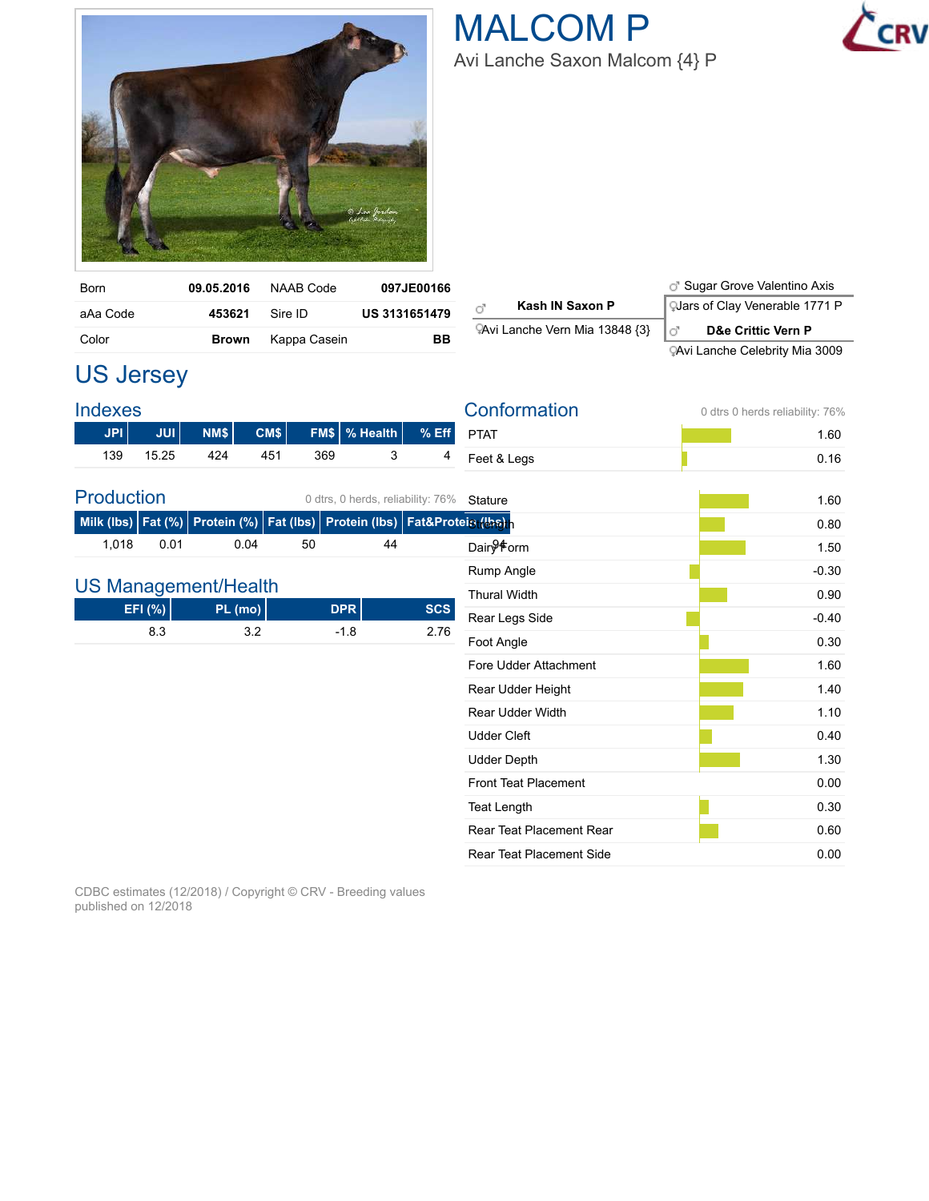# MALCOM P

Avi Lanche Saxon Malcom {4} P

| Born | 09.05.2016 | NAAB Code | 097JE00166 |
|---|---|---|---|
| aAa Code | 453621 | Sire ID | US 3131651479 |
| Color | Brown | Kappa Casein | BB |

♂ **Kash IN Saxon P**
- ♂ Sugar Grove Valentino Axis
- ♀ Jars of Clay Venerable 1771 P

♀ Avi Lanche Vern Mia 13848 {3}
- ♂ **D&e Crittic Vern P**
- ♀ Avi Lanche Celebrity Mia 3009

## US Jersey

### Indexes

| JPI | JUI | NM$ | CM$ | FM$ | % Health | % Eff |
|---|---|---|---|---|---|---|
| 139 | 15.25 | 424 | 451 | 369 | 3 | 4 |

### Production

0 dtrs, 0 herds, reliability: 76%

| Milk (lbs) | Fat (%) | Protein (%) | Fat (lbs) | Protein (lbs) | Fat&Protein (lbs) |
|---|---|---|---|---|---|
| 1,018 | 0.01 | 0.04 | 50 | 44 | 94 |

### US Management/Health

| EFI (%) | PL (mo) | DPR | SCS |
|---|---|---|---|
| 8.3 | 3.2 | -1.8 | 2.76 |

### Conformation

0 dtrs 0 herds reliability: 76%

| Trait | Value |
|---|---|
| PTAT | 1.60 |
| Feet & Legs | 0.16 |
| Stature | 1.60 |
| Strength | 0.80 |
| Dairy Form | 1.50 |
| Rump Angle | -0.30 |
| Thural Width | 0.90 |
| Rear Legs Side | -0.40 |
| Foot Angle | 0.30 |
| Fore Udder Attachment | 1.60 |
| Rear Udder Height | 1.40 |
| Rear Udder Width | 1.10 |
| Udder Cleft | 0.40 |
| Udder Depth | 1.30 |
| Front Teat Placement | 0.00 |
| Teat Length | 0.30 |
| Rear Teat Placement Rear | 0.60 |
| Rear Teat Placement Side | 0.00 |

CDBC estimates (12/2018) / Copyright © CRV - Breeding values published on 12/2018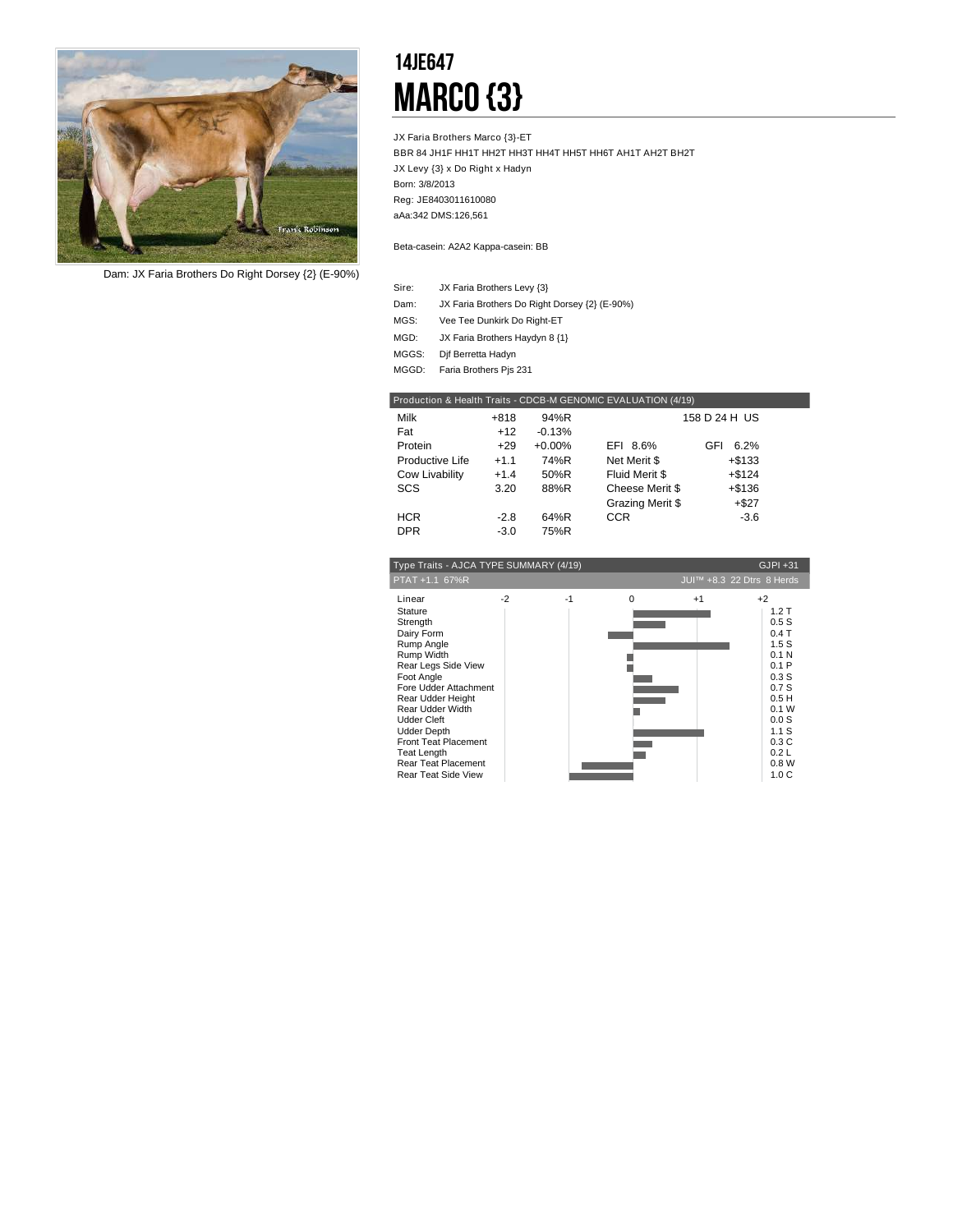Dam: JX Faria Brothers Do Right Dorsey {2} (E-90%)

# 14JE647
# MARCO {3}

JX Faria Brothers Marco {3}-ET
BBR 84 JH1F HH1T HH2T HH3T HH4T HH5T HH6T AH1T AH2T BH2T
JX Levy {3} x Do Right x Hadyn
Born: 3/8/2013
Reg: JE8403011610080
aAa:342 DMS:126,561

Beta-casein: A2A2 Kappa-casein: BB

| | |
|---|---|
| Sire: | JX Faria Brothers Levy {3} |
| Dam: | JX Faria Brothers Do Right Dorsey {2} (E-90%) |
| MGS: | Vee Tee Dunkirk Do Right-ET |
| MGD: | JX Faria Brothers Haydyn 8 {1} |
| MGGS: | Djf Berretta Hadyn |
| MGGD: | Faria Brothers Pjs 231 |

| Production & Health Traits - CDCB-M GENOMIC EVALUATION (4/19) | | | | |
|---|---|---|---|---|
| Milk | +818 | 94%R | | 158 D 24 H US |
| Fat | +12 | -0.13% | | |
| Protein | +29 | +0.00% | EFI 8.6% | GFI 6.2% |
| Productive Life | +1.1 | 74%R | Net Merit $ | +$133 |
| Cow Livability | +1.4 | 50%R | Fluid Merit $ | +$124 |
| SCS | 3.20 | 88%R | Cheese Merit $ | +$136 |
| | | | Grazing Merit $ | +$27 |
| HCR | -2.8 | 64%R | CCR | -3.6 |
| DPR | -3.0 | 75%R | | |

Type Traits - AJCA TYPE SUMMARY (4/19) GJPI +31

PTAT +1.1 67%R JUI™ +8.3 22 Dtrs 8 Herds

| Linear | |
|---|---|
| Stature | 1.2 T |
| Strength | 0.5 S |
| Dairy Form | 0.4 T |
| Rump Angle | 1.5 S |
| Rump Width | 0.1 N |
| Rear Legs Side View | 0.1 P |
| Foot Angle | 0.3 S |
| Fore Udder Attachment | 0.7 S |
| Rear Udder Height | 0.5 H |
| Rear Udder Width | 0.1 W |
| Udder Cleft | 0.0 S |
| Udder Depth | 1.1 S |
| Front Teat Placement | 0.3 C |
| Teat Length | 0.2 L |
| Rear Teat Placement | 0.8 W |
| Rear Teat Side View | 1.0 C |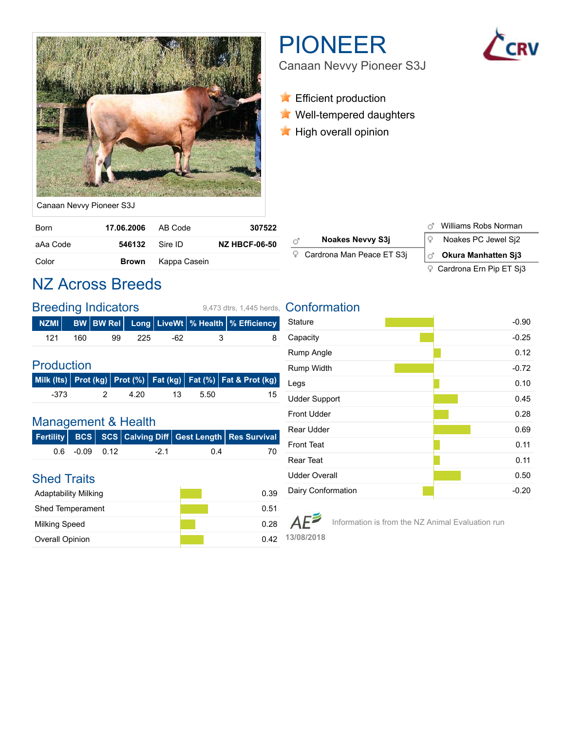# PIONEER

Canaan Nevvy Pioneer S3J

- Efficient production
- Well-tempered daughters
- High overall opinion

Canaan Nevvy Pioneer S3J

| Born | 17.06.2006 | AB Code | 307522 |
|---|---|---|---|
| aAa Code | 546132 | Sire ID | NZ HBCF-06-50 |
| Color | Brown | Kappa Casein | |

♂ **Noakes Nevvy S3j**
- ♂ Williams Robs Norman
- ♀ Noakes PC Jewel Sj2

♀ Cardrona Man Peace ET S3j
- ♂ **Okura Manhatten Sj3**
- ♀ Cardrona Ern Pip ET Sj3

## NZ Across Breeds

### Breeding Indicators

9,473 dtrs, 1,445 herds,

| NZMI | BW | BW Rel | Long | LiveWt | % Health | % Efficiency |
|---|---|---|---|---|---|---|
| 121 | 160 | 99 | 225 | -62 | 3 | 8 |

### Production

| Milk (lts) | Prot (kg) | Prot (%) | Fat (kg) | Fat (%) | Fat & Prot (kg) |
|---|---|---|---|---|---|
| -373 | 2 | 4.20 | 13 | 5.50 | 15 |

### Management & Health

| Fertility | BCS | SCS | Calving Diff | Gest Length | Res Survival |
|---|---|---|---|---|---|
| 0.6 | -0.09 | 0.12 | -2.1 | 0.4 | 70 |

### Shed Traits

| Trait | Value |
|---|---|
| Adaptability Milking | 0.39 |
| Shed Temperament | 0.51 |
| Milking Speed | 0.28 |
| Overall Opinion | 0.42 |

### Conformation

| Trait | Value |
|---|---|
| Stature | -0.90 |
| Capacity | -0.25 |
| Rump Angle | 0.12 |
| Rump Width | -0.72 |
| Legs | 0.10 |
| Udder Support | 0.45 |
| Front Udder | 0.28 |
| Rear Udder | 0.69 |
| Front Teat | 0.11 |
| Rear Teat | 0.11 |
| Udder Overall | 0.50 |
| Dairy Conformation | -0.20 |

Information is from the NZ Animal Evaluation run 13/08/2018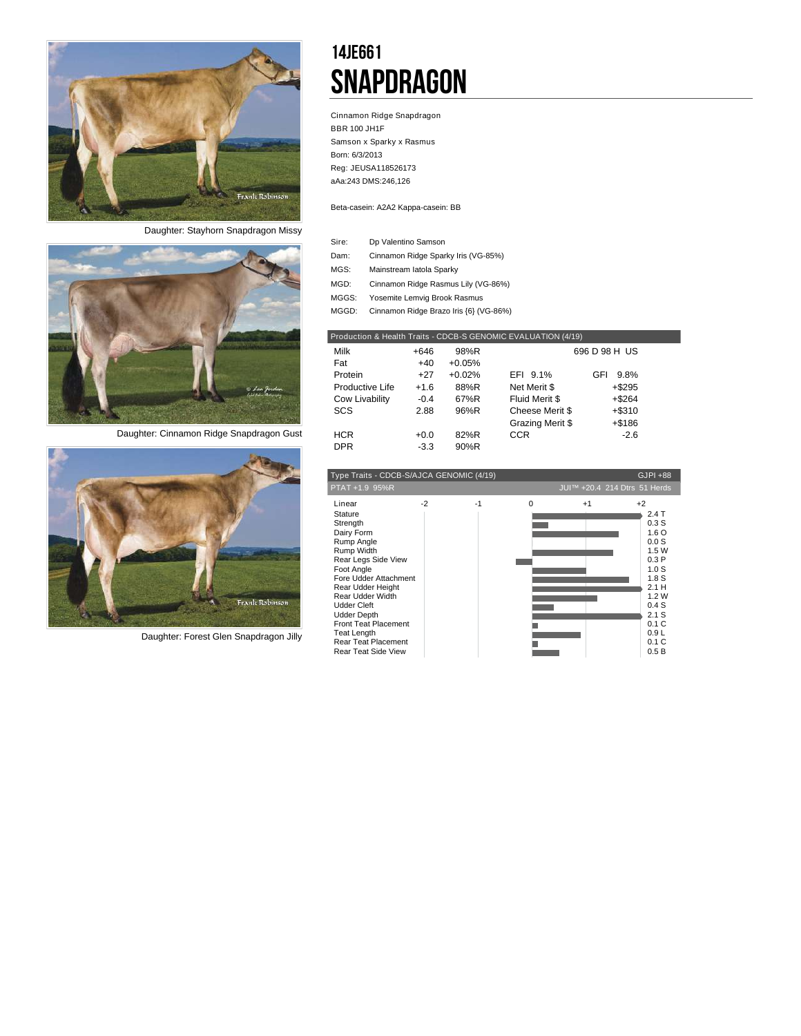# 14JE661

# SNAPDRAGON

Cinnamon Ridge Snapdragon
BBR 100 JH1F
Samson x Sparky x Rasmus
Born: 6/3/2013
Reg: JEUSA118526173
aAa:243 DMS:246,126

Beta-casein: A2A2 Kappa-casein: BB

| | |
|---|---|
| Sire: | Dp Valentino Samson |
| Dam: | Cinnamon Ridge Sparky Iris (VG-85%) |
| MGS: | Mainstream Iatola Sparky |
| MGD: | Cinnamon Ridge Rasmus Lily (VG-86%) |
| MGGS: | Yosemite Lemvig Brook Rasmus |
| MGGD: | Cinnamon Ridge Brazo Iris {6} (VG-86%) |

Daughter: Stayhorn Snapdragon Missy

Daughter: Cinnamon Ridge Snapdragon Gust

Daughter: Forest Glen Snapdragon Jilly

| Production & Health Traits - CDCB-S GENOMIC EVALUATION (4/19) | | | | |
|---|---|---|---|---|
| Milk | +646 | 98%R | | 696 D 98 H US |
| Fat | +40 | +0.05% | | |
| Protein | +27 | +0.02% | EFI 9.1% | GFI 9.8% |
| Productive Life | +1.6 | 88%R | Net Merit $ | +$295 |
| Cow Livability | -0.4 | 67%R | Fluid Merit $ | +$264 |
| SCS | 2.88 | 96%R | Cheese Merit $ | +$310 |
| | | | Grazing Merit $ | +$186 |
| HCR | +0.0 | 82%R | CCR | -2.6 |
| DPR | -3.3 | 90%R | | |

Type Traits - CDCB-S/AJCA GENOMIC (4/19) GJPI +88

PTAT +1.9 95%R JUI™ +20.4 214 Dtrs 51 Herds

| Linear | Value |
|---|---|
| Stature | 2.4 T |
| Strength | 0.3 S |
| Dairy Form | 1.6 O |
| Rump Angle | 0.0 S |
| Rump Width | 1.5 W |
| Rear Legs Side View | 0.3 P |
| Foot Angle | 1.0 S |
| Fore Udder Attachment | 1.8 S |
| Rear Udder Height | 2.1 H |
| Rear Udder Width | 1.2 W |
| Udder Cleft | 0.4 S |
| Udder Depth | 2.1 S |
| Front Teat Placement | 0.1 C |
| Teat Length | 0.9 L |
| Rear Teat Placement | 0.1 C |
| Rear Teat Side View | 0.5 B |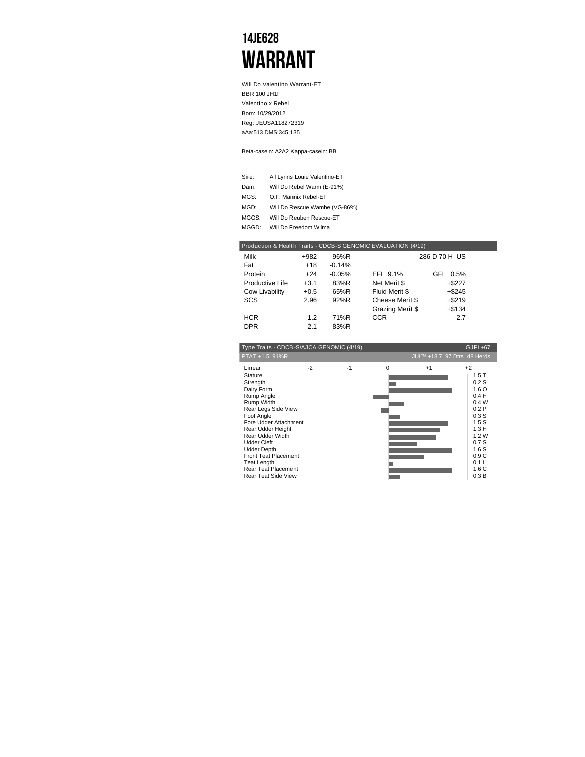# 14JE628
# WARRANT

Will Do Valentino Warrant-ET
BBR 100 JH1F
Valentino x Rebel
Born: 10/29/2012
Reg: JEUSA118272319
aAa:513 DMS:345,135

Beta-casein: A2A2 Kappa-casein: BB

| | |
|---|---|
| Sire: | All Lynns Louie Valentino-ET |
| Dam: | Will Do Rebel Warm (E-91%) |
| MGS: | O.F. Mannix Rebel-ET |
| MGD: | Will Do Rescue Wambe (VG-86%) |
| MGGS: | Will Do Reuben Rescue-ET |
| MGGD: | Will Do Freedom Wilma |

**Production & Health Traits - CDCB-S GENOMIC EVALUATION (4/19)**

| | | | | |
|---|---|---|---|---|
| Milk | +982 | 96%R | | 286 D 70 H US |
| Fat | +18 | -0.14% | | |
| Protein | +24 | -0.05% | EFI 9.1% | GFI 10.5% |
| Productive Life | +3.1 | 83%R | Net Merit $ | +$227 |
| Cow Livability | +0.5 | 65%R | Fluid Merit $ | +$245 |
| SCS | 2.96 | 92%R | Cheese Merit $ | +$219 |
| | | | Grazing Merit $ | +$134 |
| HCR | -1.2 | 71%R | CCR | -2.7 |
| DPR | -2.1 | 83%R | | |

**Type Traits - CDCB-S/AJCA GENOMIC (4/19)** GJPI +67

PTAT +1.5 91%R JUI™ +18.7 97 Dtrs 48 Herds

Linear -2 -1 0 +1 +2

Stature 1.5 T
Strength 0.2 S
Dairy Form 1.6 O
Rump Angle 0.4 H
Rump Width 0.4 W
Rear Legs Side View 0.2 P
Foot Angle 0.3 S
Fore Udder Attachment 1.5 S
Rear Udder Height 1.3 H
Rear Udder Width 1.2 W
Udder Cleft 0.7 S
Udder Depth 1.6 S
Front Teat Placement 0.9 C
Teat Length 0.1 L
Rear Teat Placement 1.6 C
Rear Teat Side View 0.3 B